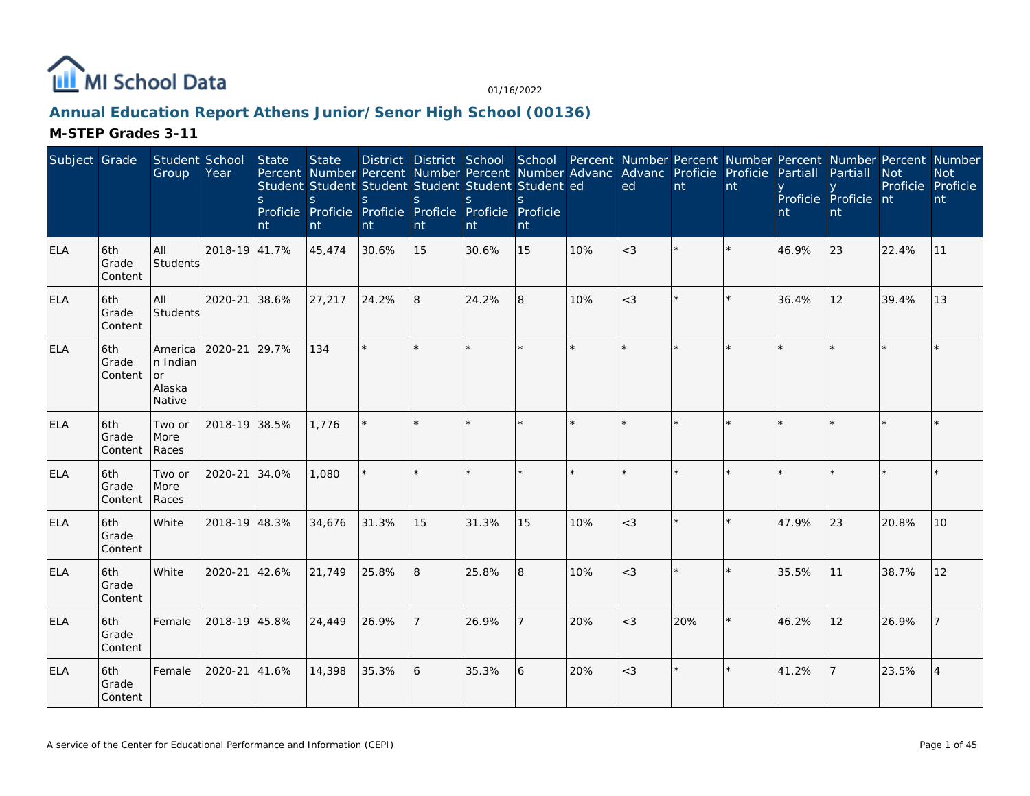MI School Data

01/16/2022

## Annual Education Report Athens Junior/Senor High School (00136)

### M-STEP Grades 3-11

| Subject | Grade | Student Group | School Year | State Percent Students Proficient | State Number Students Proficient | District Percent Students Proficient | District Number Students Proficient | School Percent Students Proficient | School Number Students Proficient | Percent Advanced | Number Advanced | Percent Proficient | Number Proficient | Percent Partially Proficient | Number Partially Proficient | Percent Not Proficient | Number Not Proficient |
|---|---|---|---|---|---|---|---|---|---|---|---|---|---|---|---|---|---|
| ELA | 6th Grade Content | All Students | 2018-19 | 41.7% | 45,474 | 30.6% | 15 | 30.6% | 15 | 10% | <3 | * | * | 46.9% | 23 | 22.4% | 11 |
| ELA | 6th Grade Content | All Students | 2020-21 | 38.6% | 27,217 | 24.2% | 8 | 24.2% | 8 | 10% | <3 | * | * | 36.4% | 12 | 39.4% | 13 |
| ELA | 6th Grade Content | American Indian or Alaska Native | 2020-21 | 29.7% | 134 | * | * | * | * | * | * | * | * | * | * | * | * |
| ELA | 6th Grade Content | Two or More Races | 2018-19 | 38.5% | 1,776 | * | * | * | * | * | * | * | * | * | * | * | * |
| ELA | 6th Grade Content | Two or More Races | 2020-21 | 34.0% | 1,080 | * | * | * | * | * | * | * | * | * | * | * | * |
| ELA | 6th Grade Content | White | 2018-19 | 48.3% | 34,676 | 31.3% | 15 | 31.3% | 15 | 10% | <3 | * | * | 47.9% | 23 | 20.8% | 10 |
| ELA | 6th Grade Content | White | 2020-21 | 42.6% | 21,749 | 25.8% | 8 | 25.8% | 8 | 10% | <3 | * | * | 35.5% | 11 | 38.7% | 12 |
| ELA | 6th Grade Content | Female | 2018-19 | 45.8% | 24,449 | 26.9% | 7 | 26.9% | 7 | 20% | <3 | 20% | * | 46.2% | 12 | 26.9% | 7 |
| ELA | 6th Grade Content | Female | 2020-21 | 41.6% | 14,398 | 35.3% | 6 | 35.3% | 6 | 20% | <3 | * | * | 41.2% | 7 | 23.5% | 4 |

A service of the Center for Educational Performance and Information (CEPI)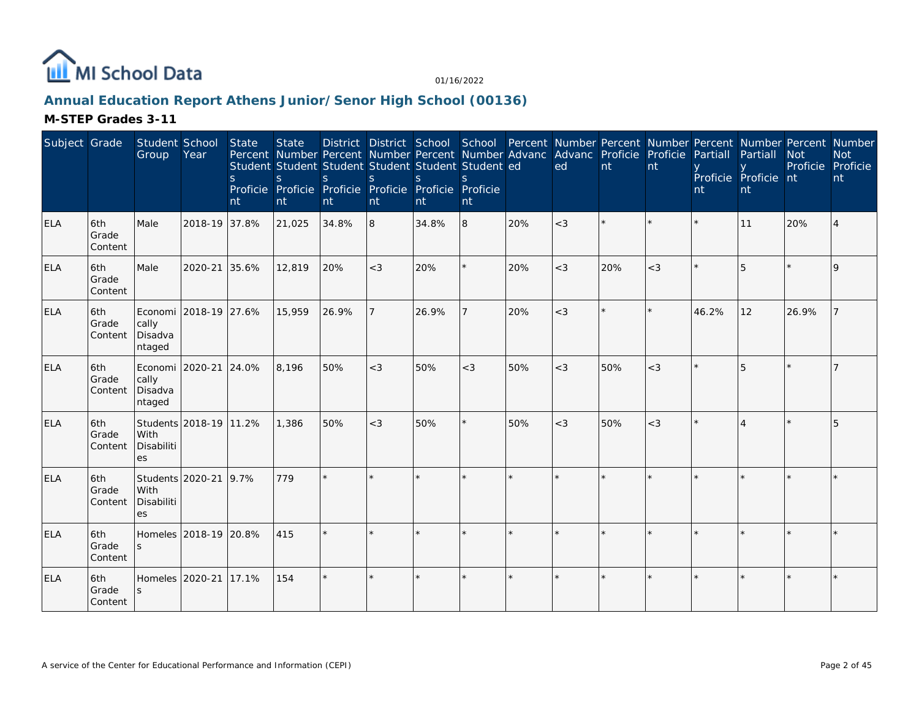# Annual Education Report Athens Junior/Senor High School (00136)

## M-STEP Grades 3-11

| Subject | Grade | Student Group | School Year | State Percent Students Proficient | State Number Students Proficient | District Percent Students Proficient | District Number Students Proficient | School Percent Students Proficient | School Number Students Proficient | Percent Advanced | Number Advanced | Percent Proficient | Number Proficient | Percent Partially Proficient | Number Partially Proficient | Percent Not Proficient | Number Not Proficient |
|---|---|---|---|---|---|---|---|---|---|---|---|---|---|---|---|---|---|
| ELA | 6th Grade Content | Male | 2018-19 | 37.8% | 21,025 | 34.8% | 8 | 34.8% | 8 | 20% | <3 | * | * | * | 11 | 20% | 4 |
| ELA | 6th Grade Content | Male | 2020-21 | 35.6% | 12,819 | 20% | <3 | 20% | * | 20% | <3 | 20% | <3 | * | 5 | * | 9 |
| ELA | 6th Grade Content | Economically Disadvantaged | 2018-19 | 27.6% | 15,959 | 26.9% | 7 | 26.9% | 7 | 20% | <3 | * | * | 46.2% | 12 | 26.9% | 7 |
| ELA | 6th Grade Content | Economically Disadvantaged | 2020-21 | 24.0% | 8,196 | 50% | <3 | 50% | <3 | 50% | <3 | 50% | <3 | * | 5 | * | 7 |
| ELA | 6th Grade Content | Students With Disabilities | 2018-19 | 11.2% | 1,386 | 50% | <3 | 50% | * | 50% | <3 | 50% | <3 | * | 4 | * | 5 |
| ELA | 6th Grade Content | Students With Disabilities | 2020-21 | 9.7% | 779 | * | * | * | * | * | * | * | * | * | * | * | * |
| ELA | 6th Grade Content | Homeless | 2018-19 | 20.8% | 415 | * | * | * | * | * | * | * | * | * | * | * | * |
| ELA | 6th Grade Content | Homeless | 2020-21 | 17.1% | 154 | * | * | * | * | * | * | * | * | * | * | * | * |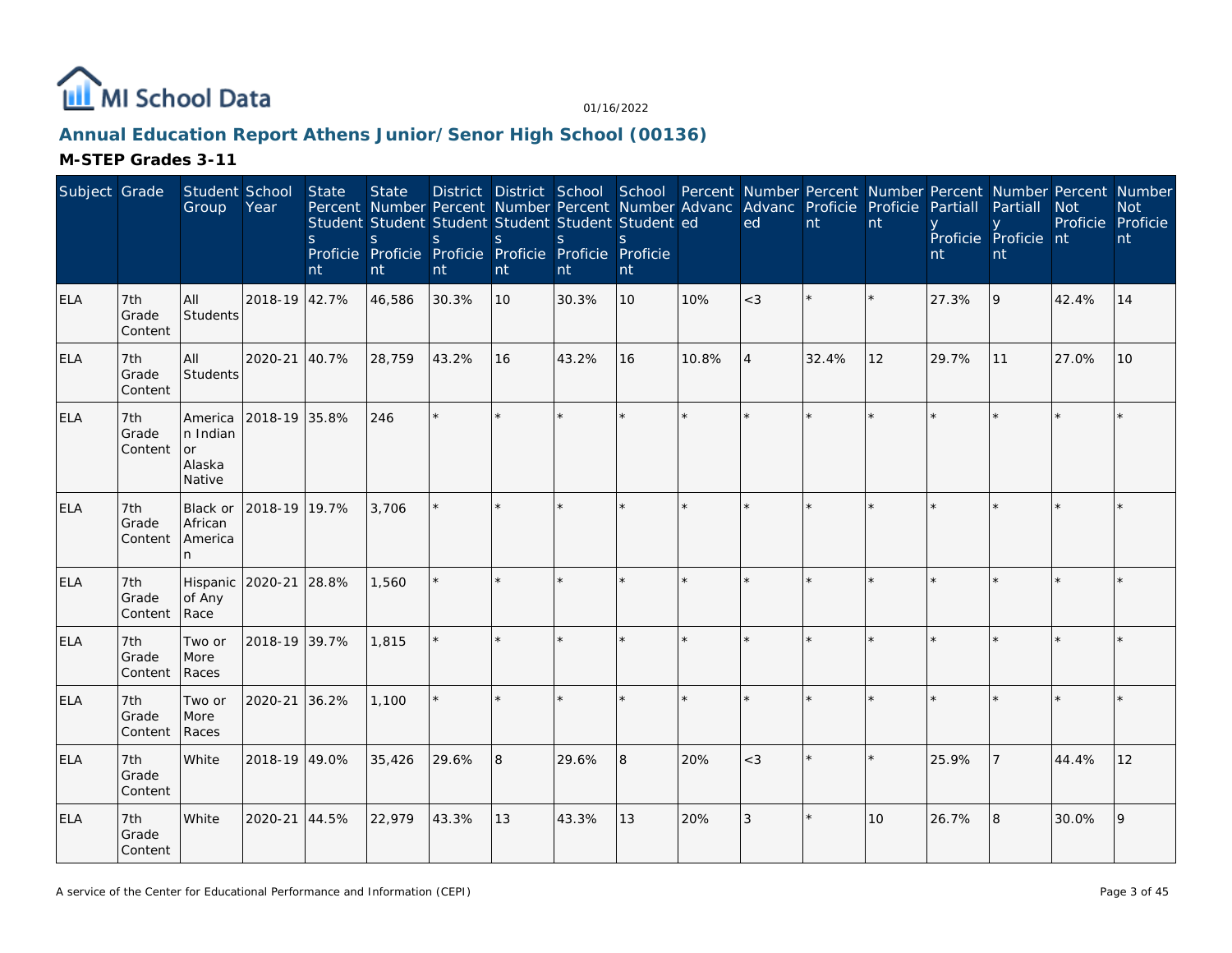MI School Data

01/16/2022

## Annual Education Report Athens Junior/Senor High School (00136)

### M-STEP Grades 3-11

| Subject | Grade | Student Group | School Year | State Percent Students Proficient | State Number Students Proficient | District Percent Students Proficient | District Number Students Proficient | School Percent Students Proficient | School Number Students Proficient | Percent Advanced | Number Advanced | Percent Proficient | Number Proficient | Percent Partially Proficient | Number Partially Proficient | Percent Not Proficient | Number Not Proficient |
|---|---|---|---|---|---|---|---|---|---|---|---|---|---|---|---|---|---|
| ELA | 7th Grade Content | All Students | 2018-19 | 42.7% | 46,586 | 30.3% | 10 | 30.3% | 10 | 10% | <3 | * | * | 27.3% | 9 | 42.4% | 14 |
| ELA | 7th Grade Content | All Students | 2020-21 | 40.7% | 28,759 | 43.2% | 16 | 43.2% | 16 | 10.8% | 4 | 32.4% | 12 | 29.7% | 11 | 27.0% | 10 |
| ELA | 7th Grade Content | American Indian or Alaska Native | 2018-19 | 35.8% | 246 | * | * | * | * | * | * | * | * | * | * | * | * |
| ELA | 7th Grade Content | Black or African American | 2018-19 | 19.7% | 3,706 | * | * | * | * | * | * | * | * | * | * | * | * |
| ELA | 7th Grade Content | Hispanic of Any Race | 2020-21 | 28.8% | 1,560 | * | * | * | * | * | * | * | * | * | * | * | * |
| ELA | 7th Grade Content | Two or More Races | 2018-19 | 39.7% | 1,815 | * | * | * | * | * | * | * | * | * | * | * | * |
| ELA | 7th Grade Content | Two or More Races | 2020-21 | 36.2% | 1,100 | * | * | * | * | * | * | * | * | * | * | * | * |
| ELA | 7th Grade Content | White | 2018-19 | 49.0% | 35,426 | 29.6% | 8 | 29.6% | 8 | 20% | <3 | * | * | 25.9% | 7 | 44.4% | 12 |
| ELA | 7th Grade Content | White | 2020-21 | 44.5% | 22,979 | 43.3% | 13 | 43.3% | 13 | 20% | 3 | * | 10 | 26.7% | 8 | 30.0% | 9 |

A service of the Center for Educational Performance and Information (CEPI)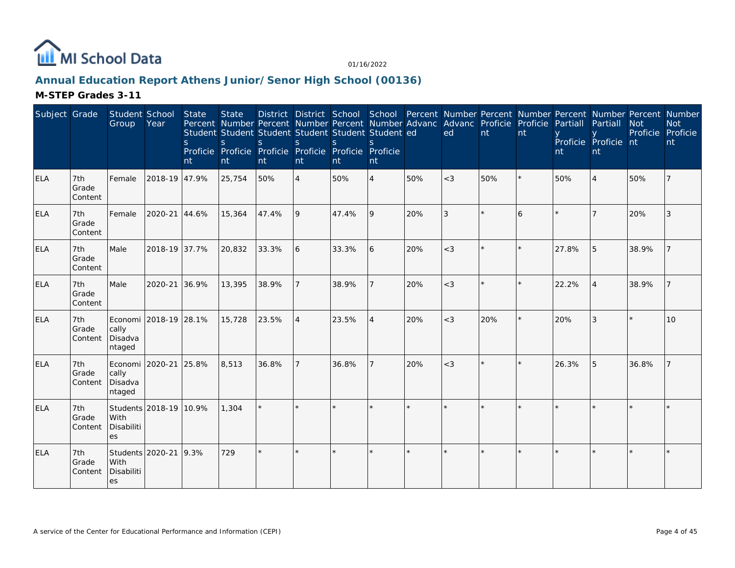MI School Data

01/16/2022

## Annual Education Report Athens Junior/Senor High School (00136)

### M-STEP Grades 3-11

| Subject | Grade | Student Group | School Year | State Percent Students Proficient | State Number Students Proficient | District Percent Students Proficient | District Number Students Proficient | School Percent Students Proficient | School Number Students Proficient | Percent Advanced | Number Advanced | Percent Proficient | Number Proficient | Percent Partially Proficient | Number Partially Proficient | Percent Not Proficient | Number Not Proficient |
|---|---|---|---|---|---|---|---|---|---|---|---|---|---|---|---|---|---|
| ELA | 7th Grade Content | Female | 2018-19 | 47.9% | 25,754 | 50% | 4 | 50% | 4 | 50% | <3 | 50% | * | 50% | 4 | 50% | 7 |
| ELA | 7th Grade Content | Female | 2020-21 | 44.6% | 15,364 | 47.4% | 9 | 47.4% | 9 | 20% | 3 | * | 6 | * | 7 | 20% | 3 |
| ELA | 7th Grade Content | Male | 2018-19 | 37.7% | 20,832 | 33.3% | 6 | 33.3% | 6 | 20% | <3 | * | * | 27.8% | 5 | 38.9% | 7 |
| ELA | 7th Grade Content | Male | 2020-21 | 36.9% | 13,395 | 38.9% | 7 | 38.9% | 7 | 20% | <3 | * | * | 22.2% | 4 | 38.9% | 7 |
| ELA | 7th Grade Content | Economically Disadvantaged | 2018-19 | 28.1% | 15,728 | 23.5% | 4 | 23.5% | 4 | 20% | <3 | 20% | * | 20% | 3 | * | 10 |
| ELA | 7th Grade Content | Economically Disadvantaged | 2020-21 | 25.8% | 8,513 | 36.8% | 7 | 36.8% | 7 | 20% | <3 | * | * | 26.3% | 5 | 36.8% | 7 |
| ELA | 7th Grade Content | Students With Disabilities | 2018-19 | 10.9% | 1,304 | * | * | * | * | * | * | * | * | * | * | * | * |
| ELA | 7th Grade Content | Students With Disabilities | 2020-21 | 9.3% | 729 | * | * | * | * | * | * | * | * | * | * | * | * |

A service of the Center for Educational Performance and Information (CEPI)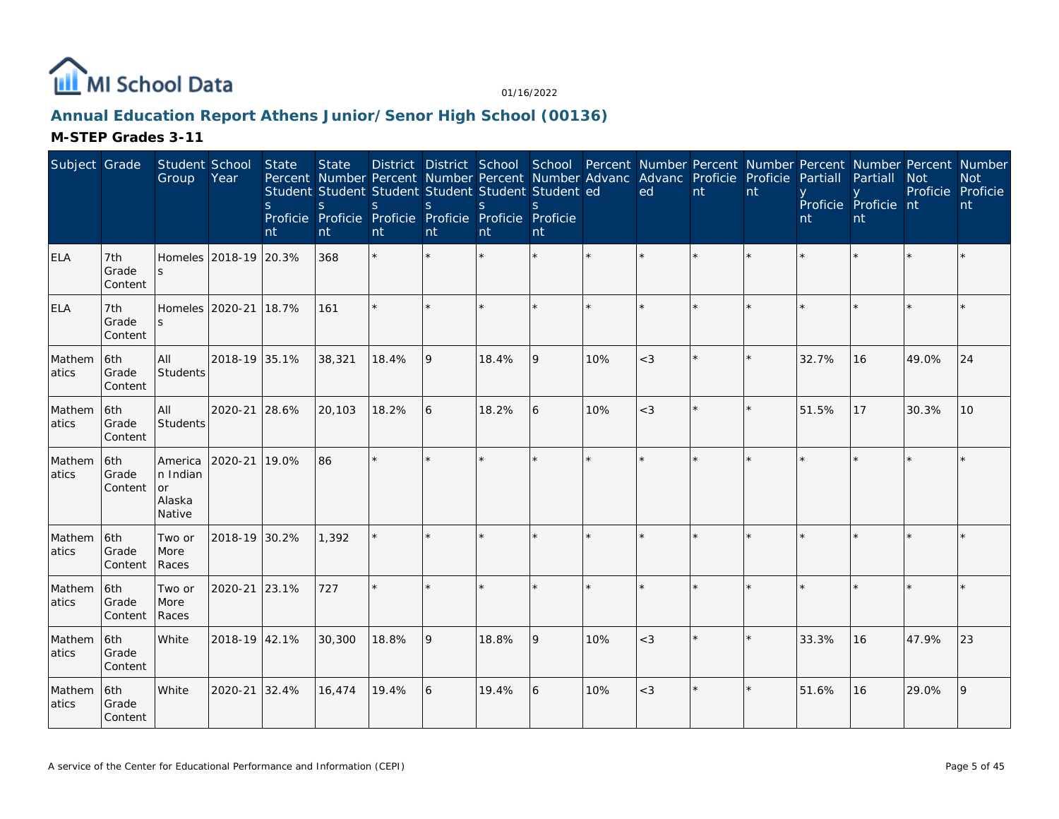# Annual Education Report Athens Junior/Senor High School (00136)

## M-STEP Grades 3-11

| Subject | Grade | Student Group | School Year | State Percent Students Proficient | State Number Students Proficient | District Percent Students Proficient | District Number Students Proficient | School Percent Students Proficient | School Number Students Proficient | Percent Advanced | Number Advanced | Percent Proficient | Number Proficient | Percent Partially Proficient | Number Partially Proficient | Percent Not Proficient | Number Not Proficient |
|---|---|---|---|---|---|---|---|---|---|---|---|---|---|---|---|---|---|
| ELA | 7th Grade Content | Homeless | 2018-19 | 20.3% | 368 | * | * | * | * | * | * | * | * | * | * | * | * |
| ELA | 7th Grade Content | Homeless | 2020-21 | 18.7% | 161 | * | * | * | * | * | * | * | * | * | * | * | * |
| Mathematics | 6th Grade Content | All Students | 2018-19 | 35.1% | 38,321 | 18.4% | 9 | 18.4% | 9 | 10% | <3 | * | * | 32.7% | 16 | 49.0% | 24 |
| Mathematics | 6th Grade Content | All Students | 2020-21 | 28.6% | 20,103 | 18.2% | 6 | 18.2% | 6 | 10% | <3 | * | * | 51.5% | 17 | 30.3% | 10 |
| Mathematics | 6th Grade Content | American Indian or Alaska Native | 2020-21 | 19.0% | 86 | * | * | * | * | * | * | * | * | * | * | * | * |
| Mathematics | 6th Grade Content | Two or More Races | 2018-19 | 30.2% | 1,392 | * | * | * | * | * | * | * | * | * | * | * | * |
| Mathematics | 6th Grade Content | Two or More Races | 2020-21 | 23.1% | 727 | * | * | * | * | * | * | * | * | * | * | * | * |
| Mathematics | 6th Grade Content | White | 2018-19 | 42.1% | 30,300 | 18.8% | 9 | 18.8% | 9 | 10% | <3 | * | * | 33.3% | 16 | 47.9% | 23 |
| Mathematics | 6th Grade Content | White | 2020-21 | 32.4% | 16,474 | 19.4% | 6 | 19.4% | 6 | 10% | <3 | * | * | 51.6% | 16 | 29.0% | 9 |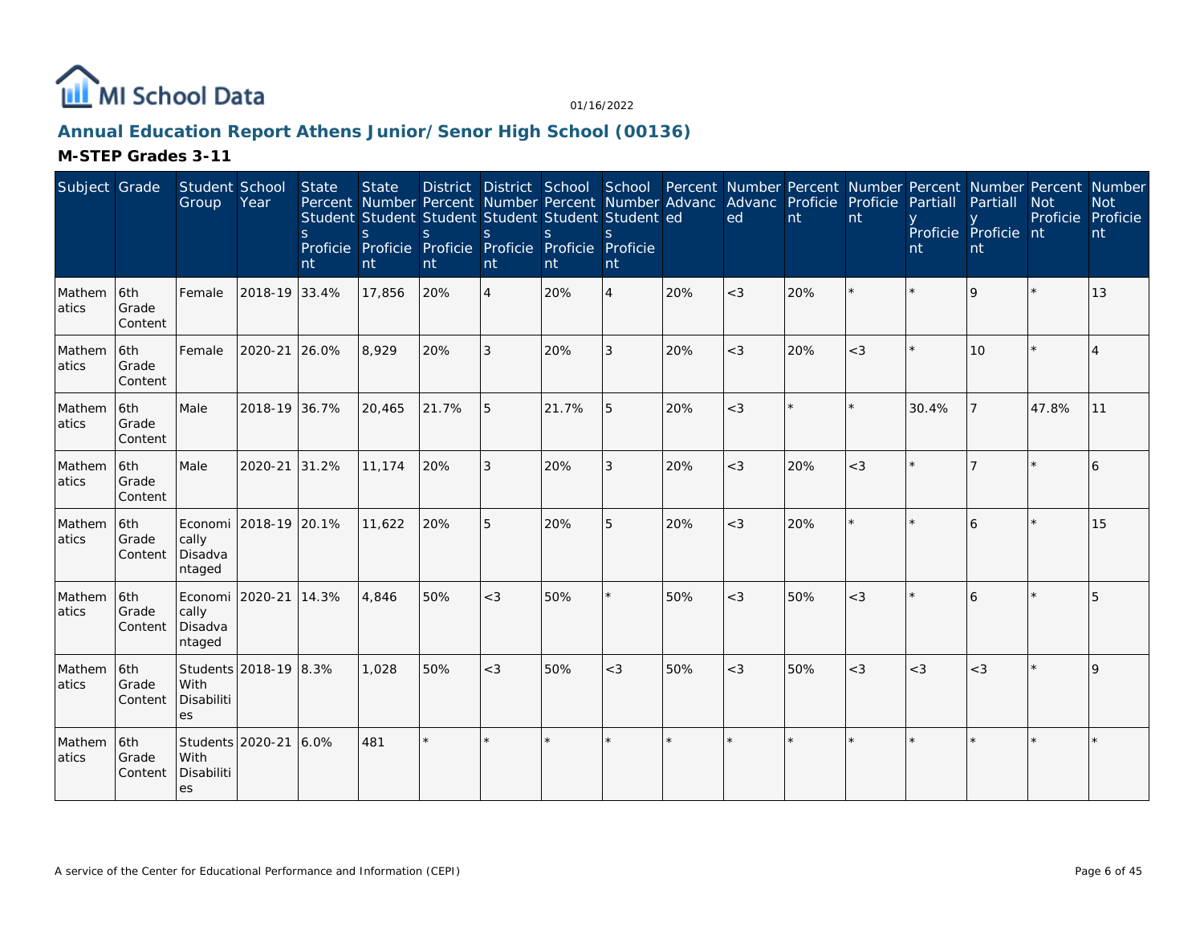# Annual Education Report Athens Junior/Senor High School (00136)

01/16/2022

## M-STEP Grades 3-11

| Subject | Grade | Student Group | School Year | State Percent Students Proficient | State Number Students Proficient | District Percent Students Proficient | District Number Students Proficient | School Percent Students Proficient | School Number Students Proficient | Percent Advanced | Number Advanced | Percent Proficient | Number Proficient | Percent Partially Proficient | Number Partially Proficient | Percent Not Proficient | Number Not Proficient |
|---|---|---|---|---|---|---|---|---|---|---|---|---|---|---|---|---|---|
| Mathematics | 6th Grade Content | Female | 2018-19 | 33.4% | 17,856 | 20% | 4 | 20% | 4 | 20% | <3 | 20% | * | * | 9 | * | 13 |
| Mathematics | 6th Grade Content | Female | 2020-21 | 26.0% | 8,929 | 20% | 3 | 20% | 3 | 20% | <3 | 20% | <3 | * | 10 | * | 4 |
| Mathematics | 6th Grade Content | Male | 2018-19 | 36.7% | 20,465 | 21.7% | 5 | 21.7% | 5 | 20% | <3 | * | * | 30.4% | 7 | 47.8% | 11 |
| Mathematics | 6th Grade Content | Male | 2020-21 | 31.2% | 11,174 | 20% | 3 | 20% | 3 | 20% | <3 | 20% | <3 | * | 7 | * | 6 |
| Mathematics | 6th Grade Content | Economically Disadvantaged | 2018-19 | 20.1% | 11,622 | 20% | 5 | 20% | 5 | 20% | <3 | 20% | * | * | 6 | * | 15 |
| Mathematics | 6th Grade Content | Economically Disadvantaged | 2020-21 | 14.3% | 4,846 | 50% | <3 | 50% | * | 50% | <3 | 50% | <3 | * | 6 | * | 5 |
| Mathematics | 6th Grade Content | Students With Disabilities | 2018-19 | 8.3% | 1,028 | 50% | <3 | 50% | <3 | 50% | <3 | 50% | <3 | <3 | <3 | * | 9 |
| Mathematics | 6th Grade Content | Students With Disabilities | 2020-21 | 6.0% | 481 | * | * | * | * | * | * | * | * | * | * | * | * |

A service of the Center for Educational Performance and Information (CEPI)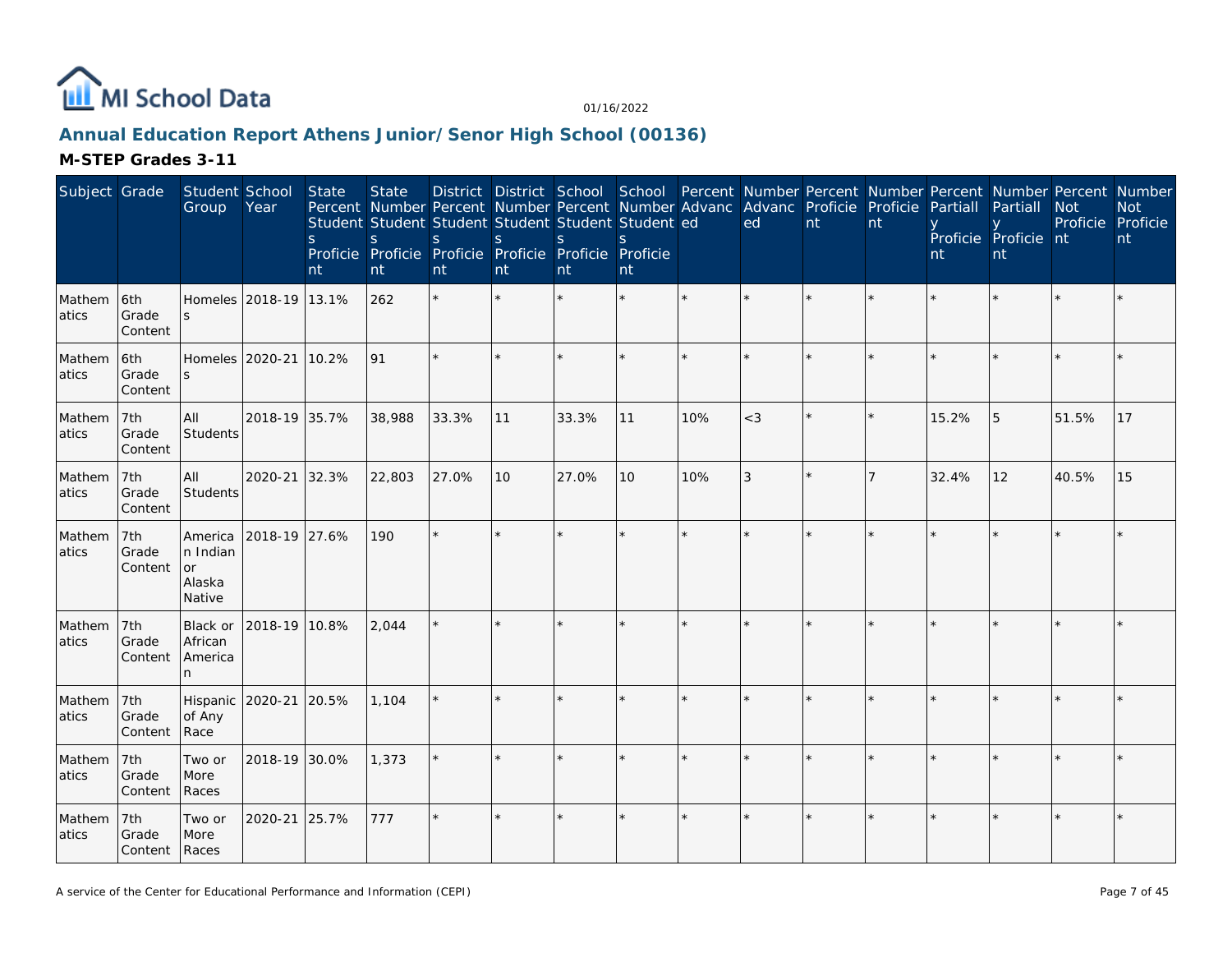# Annual Education Report Athens Junior/Senor High School (00136)

## M-STEP Grades 3-11

| Subject | Grade | Student Group | School Year | State Percent Students Proficient | State Number Students Proficient | District Percent Students Proficient | District Number Students Proficient | School Percent Students Proficient | School Number Students Proficient | Percent Advanced | Number Advanced | Percent Proficient | Number Proficient | Percent Partially Proficient | Number Partially Proficient | Percent Not Proficient | Number Not Proficient |
|---|---|---|---|---|---|---|---|---|---|---|---|---|---|---|---|---|---|
| Mathematics | 6th Grade Content | Homeless | 2018-19 | 13.1% | 262 | * | * | * | * | * | * | * | * | * | * | * | * |
| Mathematics | 6th Grade Content | Homeless | 2020-21 | 10.2% | 91 | * | * | * | * | * | * | * | * | * | * | * | * |
| Mathematics | 7th Grade Content | All Students | 2018-19 | 35.7% | 38,988 | 33.3% | 11 | 33.3% | 11 | 10% | <3 | * | * | 15.2% | 5 | 51.5% | 17 |
| Mathematics | 7th Grade Content | All Students | 2020-21 | 32.3% | 22,803 | 27.0% | 10 | 27.0% | 10 | 10% | 3 | * | 7 | 32.4% | 12 | 40.5% | 15 |
| Mathematics | 7th Grade Content | American Indian or Alaska Native | 2018-19 | 27.6% | 190 | * | * | * | * | * | * | * | * | * | * | * | * |
| Mathematics | 7th Grade Content | Black or African American | 2018-19 | 10.8% | 2,044 | * | * | * | * | * | * | * | * | * | * | * | * |
| Mathematics | 7th Grade Content | Hispanic of Any Race | 2020-21 | 20.5% | 1,104 | * | * | * | * | * | * | * | * | * | * | * | * |
| Mathematics | 7th Grade Content | Two or More Races | 2018-19 | 30.0% | 1,373 | * | * | * | * | * | * | * | * | * | * | * | * |
| Mathematics | 7th Grade Content | Two or More Races | 2020-21 | 25.7% | 777 | * | * | * | * | * | * | * | * | * | * | * | * |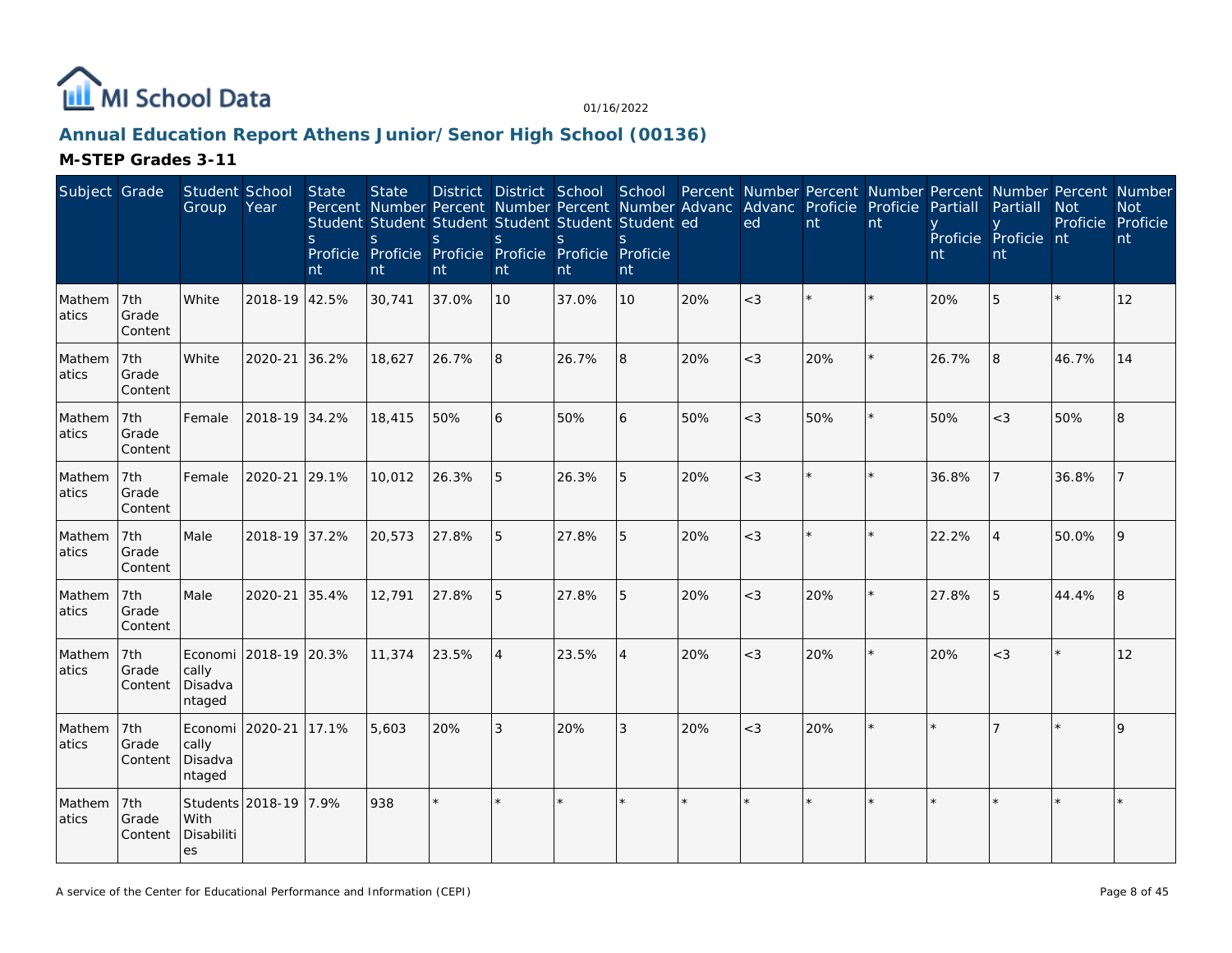# MI School Data

01/16/2022

## Annual Education Report Athens Junior/Senor High School (00136)

### M-STEP Grades 3-11

| Subject | Grade | Student Group | School Year | State Percent Students Proficient | State Number Students Proficient | District Percent Students Proficient | District Number Students Proficient | School Percent Students Proficient | School Number Students Proficient | Percent Advanced | Number Advanced | Percent Proficient | Number Proficient | Percent Partially Proficient | Number Partially Proficient | Percent Not Proficient | Number Not Proficient |
|---|---|---|---|---|---|---|---|---|---|---|---|---|---|---|---|---|---|
| Mathematics | 7th Grade Content | White | 2018-19 | 42.5% | 30,741 | 37.0% | 10 | 37.0% | 10 | 20% | <3 | * | * | 20% | 5 | * | 12 |
| Mathematics | 7th Grade Content | White | 2020-21 | 36.2% | 18,627 | 26.7% | 8 | 26.7% | 8 | 20% | <3 | 20% | * | 26.7% | 8 | 46.7% | 14 |
| Mathematics | 7th Grade Content | Female | 2018-19 | 34.2% | 18,415 | 50% | 6 | 50% | 6 | 50% | <3 | 50% | * | 50% | <3 | 50% | 8 |
| Mathematics | 7th Grade Content | Female | 2020-21 | 29.1% | 10,012 | 26.3% | 5 | 26.3% | 5 | 20% | <3 | * | * | 36.8% | 7 | 36.8% | 7 |
| Mathematics | 7th Grade Content | Male | 2018-19 | 37.2% | 20,573 | 27.8% | 5 | 27.8% | 5 | 20% | <3 | * | * | 22.2% | 4 | 50.0% | 9 |
| Mathematics | 7th Grade Content | Male | 2020-21 | 35.4% | 12,791 | 27.8% | 5 | 27.8% | 5 | 20% | <3 | 20% | * | 27.8% | 5 | 44.4% | 8 |
| Mathematics | 7th Grade Content | Economically Disadvantaged | 2018-19 | 20.3% | 11,374 | 23.5% | 4 | 23.5% | 4 | 20% | <3 | 20% | * | 20% | <3 | * | 12 |
| Mathematics | 7th Grade Content | Economically Disadvantaged | 2020-21 | 17.1% | 5,603 | 20% | 3 | 20% | 3 | 20% | <3 | 20% | * | * | 7 | * | 9 |
| Mathematics | 7th Grade Content | Students With Disabilities | 2018-19 | 7.9% | 938 | * | * | * | * | * | * | * | * | * | * | * | * |

A service of the Center for Educational Performance and Information (CEPI)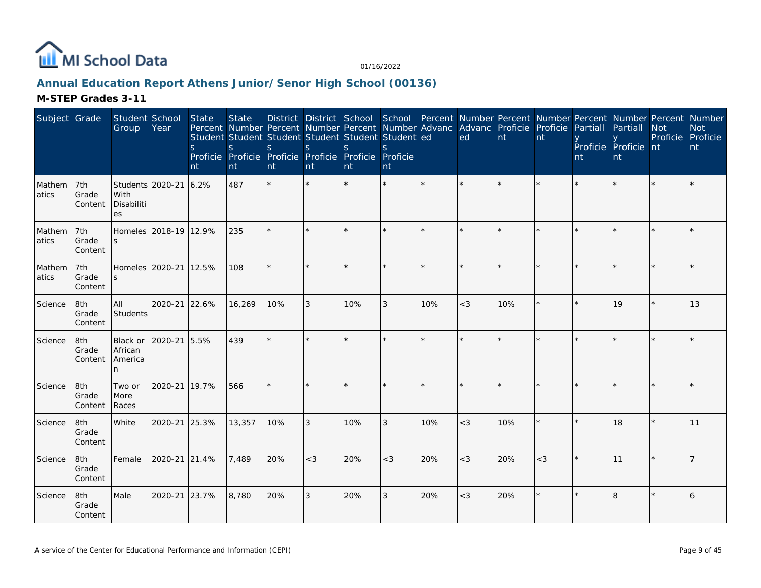MI School Data

01/16/2022

## Annual Education Report Athens Junior/Senor High School (00136)

### M-STEP Grades 3-11

| Subject | Grade | Student Group | School Year | State Percent Students Proficient | State Number Students Proficient | District Percent Students Proficient | District Number Students Proficient | School Percent Students Proficient | School Number Students Proficient | Percent Advanced | Number Advanced | Percent Proficient | Number Proficient | Percent Partially Proficient | Number Partially Proficient | Percent Not Proficient | Number Not Proficient |
|---|---|---|---|---|---|---|---|---|---|---|---|---|---|---|---|---|---|
| Mathematics | 7th Grade Content | Students With Disabilities | 2020-21 | 6.2% | 487 | * | * | * | * | * | * | * | * | * | * | * | * |
| Mathematics | 7th Grade Content | Homeless | 2018-19 | 12.9% | 235 | * | * | * | * | * | * | * | * | * | * | * | * |
| Mathematics | 7th Grade Content | Homeless | 2020-21 | 12.5% | 108 | * | * | * | * | * | * | * | * | * | * | * | * |
| Science | 8th Grade Content | All Students | 2020-21 | 22.6% | 16,269 | 10% | 3 | 10% | 3 | 10% | <3 | 10% | * | * | 19 | * | 13 |
| Science | 8th Grade Content | Black or African American | 2020-21 | 5.5% | 439 | * | * | * | * | * | * | * | * | * | * | * | * |
| Science | 8th Grade Content | Two or More Races | 2020-21 | 19.7% | 566 | * | * | * | * | * | * | * | * | * | * | * | * |
| Science | 8th Grade Content | White | 2020-21 | 25.3% | 13,357 | 10% | 3 | 10% | 3 | 10% | <3 | 10% | * | * | 18 | * | 11 |
| Science | 8th Grade Content | Female | 2020-21 | 21.4% | 7,489 | 20% | <3 | 20% | <3 | 20% | <3 | 20% | <3 | * | 11 | * | 7 |
| Science | 8th Grade Content | Male | 2020-21 | 23.7% | 8,780 | 20% | 3 | 20% | 3 | 20% | <3 | 20% | * | * | 8 | * | 6 |

A service of the Center for Educational Performance and Information (CEPI)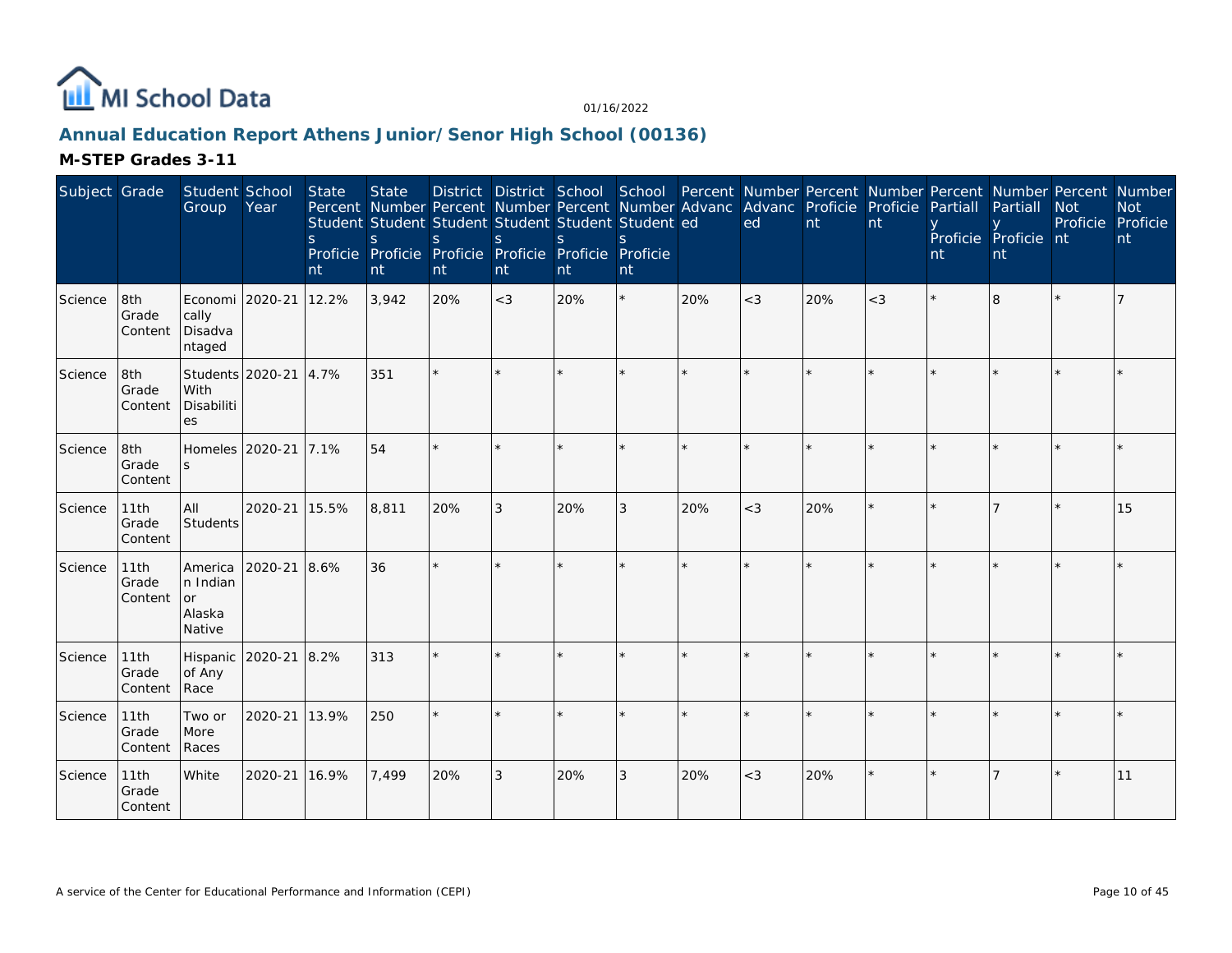## Annual Education Report Athens Junior/Senor High School (00136)

### M-STEP Grades 3-11

| Subject | Grade | Student Group | School Year | State Percent Students Proficient | State Number Students Proficient | District Percent Students Proficient | District Number Students Proficient | School Percent Students Proficient | School Number Students Proficient | Percent Advanced | Number Advanced | Percent Proficient | Number Proficient | Percent Partially Proficient | Number Partially Proficient | Percent Not Proficient | Number Not Proficient |
|---|---|---|---|---|---|---|---|---|---|---|---|---|---|---|---|---|---|
| Science | 8th Grade Content | Economically Disadvantaged | 2020-21 | 12.2% | 3,942 | 20% | <3 | 20% | * | 20% | <3 | 20% | <3 | * | 8 | * | 7 |
| Science | 8th Grade Content | Students With Disabilities | 2020-21 | 4.7% | 351 | * | * | * | * | * | * | * | * | * | * | * | * |
| Science | 8th Grade Content | Homeless | 2020-21 | 7.1% | 54 | * | * | * | * | * | * | * | * | * | * | * | * |
| Science | 11th Grade Content | All Students | 2020-21 | 15.5% | 8,811 | 20% | 3 | 20% | 3 | 20% | <3 | 20% | * | * | 7 | * | 15 |
| Science | 11th Grade Content | American Indian or Alaska Native | 2020-21 | 8.6% | 36 | * | * | * | * | * | * | * | * | * | * | * | * |
| Science | 11th Grade Content | Hispanic of Any Race | 2020-21 | 8.2% | 313 | * | * | * | * | * | * | * | * | * | * | * | * |
| Science | 11th Grade Content | Two or More Races | 2020-21 | 13.9% | 250 | * | * | * | * | * | * | * | * | * | * | * | * |
| Science | 11th Grade Content | White | 2020-21 | 16.9% | 7,499 | 20% | 3 | 20% | 3 | 20% | <3 | 20% | * | * | 7 | * | 11 |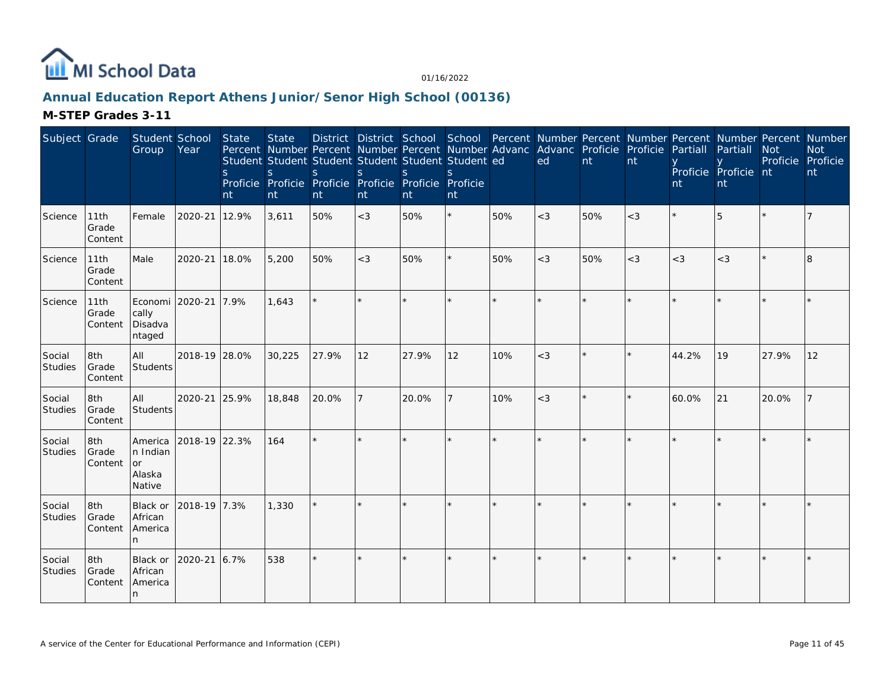## Annual Education Report Athens Junior/Senor High School (00136)

### M-STEP Grades 3-11

| Subject | Grade | Student Group | School Year | State Percent Students Proficient | State Number Students Proficient | District Percent Students Proficient | District Number Students Proficient | School Percent Students Proficient | School Number Students Proficient | Percent Advanced | Number Advanced | Percent Proficient | Number Proficient | Percent Partially Proficient | Number Partially Proficient | Percent Not Proficient | Number Not Proficient |
|---|---|---|---|---|---|---|---|---|---|---|---|---|---|---|---|---|---|
| Science | 11th Grade Content | Female | 2020-21 | 12.9% | 3,611 | 50% | <3 | 50% | * | 50% | <3 | 50% | <3 | * | 5 | * | 7 |
| Science | 11th Grade Content | Male | 2020-21 | 18.0% | 5,200 | 50% | <3 | 50% | * | 50% | <3 | 50% | <3 | <3 | <3 | * | 8 |
| Science | 11th Grade Content | Economically Disadvantaged | 2020-21 | 7.9% | 1,643 | * | * | * | * | * | * | * | * | * | * | * | * |
| Social Studies | 8th Grade Content | All Students | 2018-19 | 28.0% | 30,225 | 27.9% | 12 | 27.9% | 12 | 10% | <3 | * | * | 44.2% | 19 | 27.9% | 12 |
| Social Studies | 8th Grade Content | All Students | 2020-21 | 25.9% | 18,848 | 20.0% | 7 | 20.0% | 7 | 10% | <3 | * | * | 60.0% | 21 | 20.0% | 7 |
| Social Studies | 8th Grade Content | American Indian or Alaska Native | 2018-19 | 22.3% | 164 | * | * | * | * | * | * | * | * | * | * | * | * |
| Social Studies | 8th Grade Content | Black or African American | 2018-19 | 7.3% | 1,330 | * | * | * | * | * | * | * | * | * | * | * | * |
| Social Studies | 8th Grade Content | Black or African American | 2020-21 | 6.7% | 538 | * | * | * | * | * | * | * | * | * | * | * | * |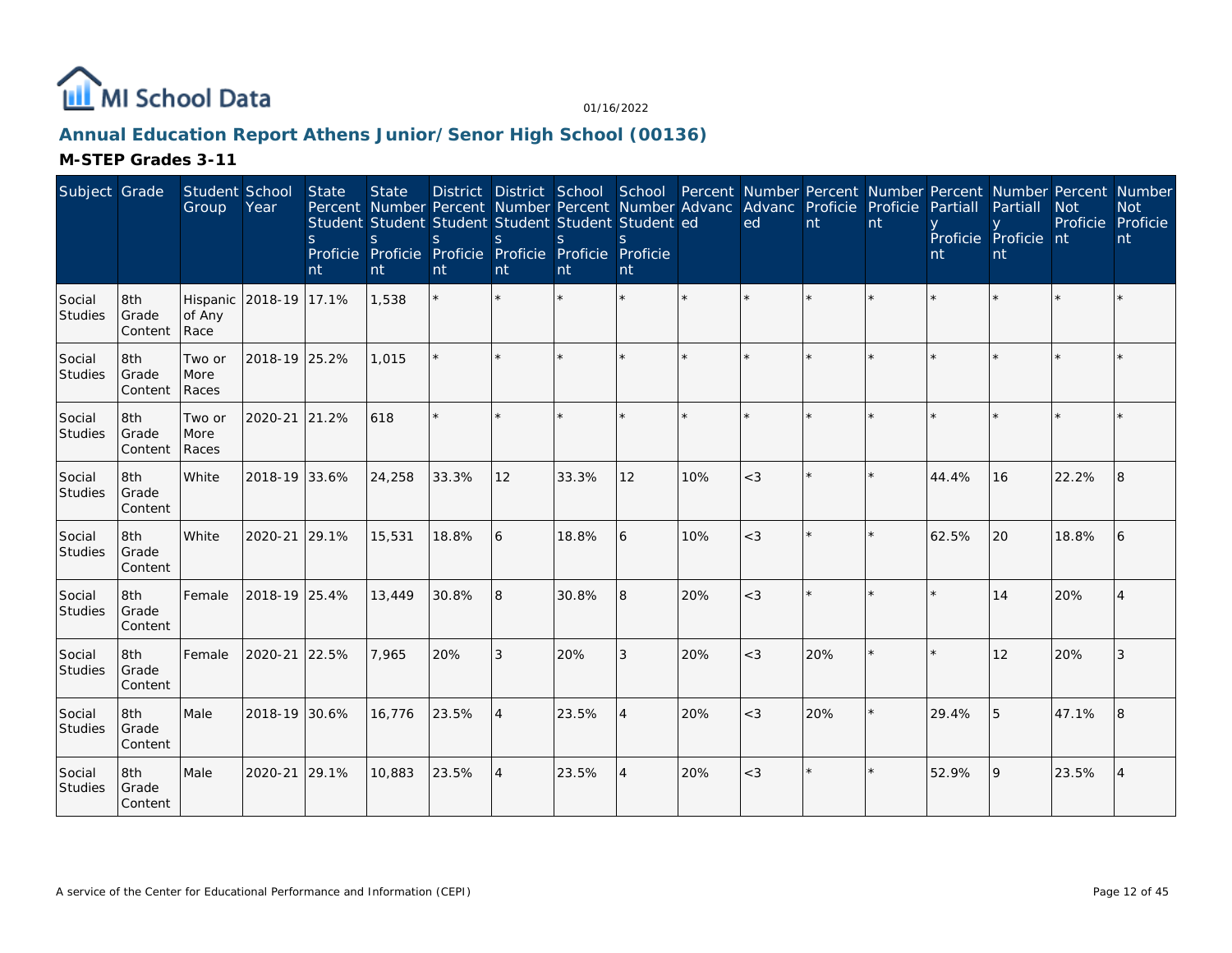MI School Data

01/16/2022

## Annual Education Report Athens Junior/Senor High School (00136)

### M-STEP Grades 3-11

| Subject | Grade | Student Group | School Year | State Percent Students Proficient | State Number Students Proficient | District Percent Students Proficient | District Number Students Proficient | School Percent Students Proficient | School Number Students Proficient | Percent Advanced | Number Advanced | Percent Proficient | Number Proficient | Percent Partially Proficient | Number Partially Proficient | Percent Not Proficient | Number Not Proficient |
|---|---|---|---|---|---|---|---|---|---|---|---|---|---|---|---|---|---|
| Social Studies | 8th Grade Content | Hispanic of Any Race | 2018-19 | 17.1% | 1,538 | * | * | * | * | * | * | * | * | * | * | * | * |
| Social Studies | 8th Grade Content | Two or More Races | 2018-19 | 25.2% | 1,015 | * | * | * | * | * | * | * | * | * | * | * | * |
| Social Studies | 8th Grade Content | Two or More Races | 2020-21 | 21.2% | 618 | * | * | * | * | * | * | * | * | * | * | * | * |
| Social Studies | 8th Grade Content | White | 2018-19 | 33.6% | 24,258 | 33.3% | 12 | 33.3% | 12 | 10% | <3 | * | * | 44.4% | 16 | 22.2% | 8 |
| Social Studies | 8th Grade Content | White | 2020-21 | 29.1% | 15,531 | 18.8% | 6 | 18.8% | 6 | 10% | <3 | * | * | 62.5% | 20 | 18.8% | 6 |
| Social Studies | 8th Grade Content | Female | 2018-19 | 25.4% | 13,449 | 30.8% | 8 | 30.8% | 8 | 20% | <3 | * | * | * | 14 | 20% | 4 |
| Social Studies | 8th Grade Content | Female | 2020-21 | 22.5% | 7,965 | 20% | 3 | 20% | 3 | 20% | <3 | 20% | * | * | 12 | 20% | 3 |
| Social Studies | 8th Grade Content | Male | 2018-19 | 30.6% | 16,776 | 23.5% | 4 | 23.5% | 4 | 20% | <3 | 20% | * | 29.4% | 5 | 47.1% | 8 |
| Social Studies | 8th Grade Content | Male | 2020-21 | 29.1% | 10,883 | 23.5% | 4 | 23.5% | 4 | 20% | <3 | * | * | 52.9% | 9 | 23.5% | 4 |

A service of the Center for Educational Performance and Information (CEPI)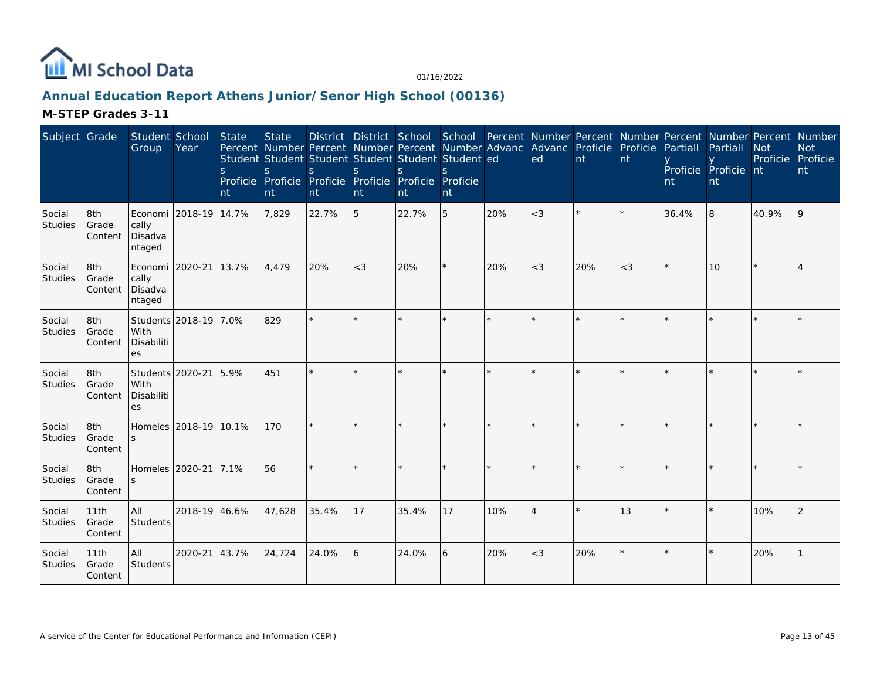# Annual Education Report Athens Junior/Senor High School (00136)

## M-STEP Grades 3-11

| Subject | Grade | Student Group | School Year | State Percent Students Proficient | State Number Students Proficient | District Percent Students Proficient | District Number Students Proficient | School Percent Students Proficient | School Number Students Proficient | Percent Advanced | Number Advanced | Percent Proficient | Number Proficient | Percent Partially Proficient | Number Partially Proficient | Percent Not Proficient | Number Not Proficient |
|---|---|---|---|---|---|---|---|---|---|---|---|---|---|---|---|---|---|
| Social Studies | 8th Grade Content | Economically Disadvantaged | 2018-19 | 14.7% | 7,829 | 22.7% | 5 | 22.7% | 5 | 20% | <3 | * | * | 36.4% | 8 | 40.9% | 9 |
| Social Studies | 8th Grade Content | Economically Disadvantaged | 2020-21 | 13.7% | 4,479 | 20% | <3 | 20% | * | 20% | <3 | 20% | <3 | * | 10 | * | 4 |
| Social Studies | 8th Grade Content | Students With Disabilities | 2018-19 | 7.0% | 829 | * | * | * | * | * | * | * | * | * | * | * | * |
| Social Studies | 8th Grade Content | Students With Disabilities | 2020-21 | 5.9% | 451 | * | * | * | * | * | * | * | * | * | * | * | * |
| Social Studies | 8th Grade Content | Homeless | 2018-19 | 10.1% | 170 | * | * | * | * | * | * | * | * | * | * | * | * |
| Social Studies | 8th Grade Content | Homeless | 2020-21 | 7.1% | 56 | * | * | * | * | * | * | * | * | * | * | * | * |
| Social Studies | 11th Grade Content | All Students | 2018-19 | 46.6% | 47,628 | 35.4% | 17 | 35.4% | 17 | 10% | 4 | * | 13 | * | * | 10% | 2 |
| Social Studies | 11th Grade Content | All Students | 2020-21 | 43.7% | 24,724 | 24.0% | 6 | 24.0% | 6 | 20% | <3 | 20% | * | * | * | 20% | 1 |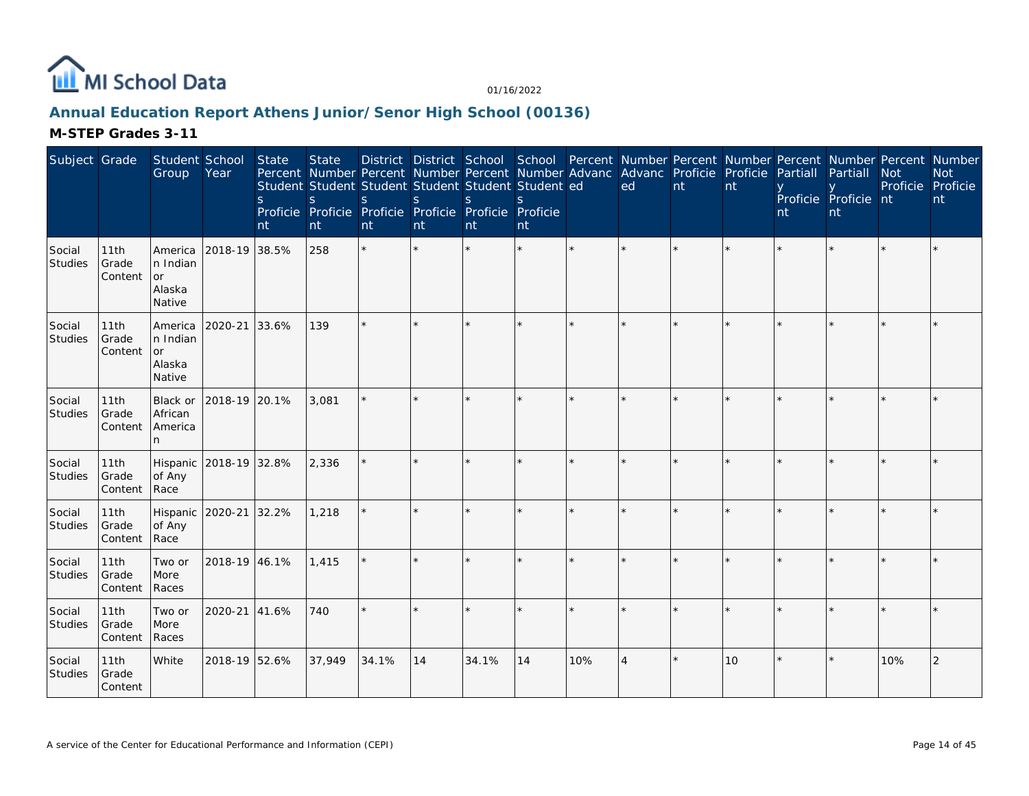MI School Data

01/16/2022

## Annual Education Report Athens Junior/Senor High School (00136)

### M-STEP Grades 3-11

| Subject | Grade | Student Group | School Year | State Percent Students Proficient | State Number Students Proficient | District Percent Students Proficient | District Number Students Proficient | School Percent Students Proficient | School Number Students Proficient | Percent Advanced | Number Advanced | Percent Proficient | Number Proficient | Percent Partially Proficient | Number Partially Proficient | Percent Not Proficient | Number Not Proficient |
|---|---|---|---|---|---|---|---|---|---|---|---|---|---|---|---|---|---|
| Social Studies | 11th Grade Content | American Indian or Alaska Native | 2018-19 | 38.5% | 258 | * | * | * | * | * | * | * | * | * | * | * | * |
| Social Studies | 11th Grade Content | American Indian or Alaska Native | 2020-21 | 33.6% | 139 | * | * | * | * | * | * | * | * | * | * | * | * |
| Social Studies | 11th Grade Content | Black or African American | 2018-19 | 20.1% | 3,081 | * | * | * | * | * | * | * | * | * | * | * | * |
| Social Studies | 11th Grade Content | Hispanic of Any Race | 2018-19 | 32.8% | 2,336 | * | * | * | * | * | * | * | * | * | * | * | * |
| Social Studies | 11th Grade Content | Hispanic of Any Race | 2020-21 | 32.2% | 1,218 | * | * | * | * | * | * | * | * | * | * | * | * |
| Social Studies | 11th Grade Content | Two or More Races | 2018-19 | 46.1% | 1,415 | * | * | * | * | * | * | * | * | * | * | * | * |
| Social Studies | 11th Grade Content | Two or More Races | 2020-21 | 41.6% | 740 | * | * | * | * | * | * | * | * | * | * | * | * |
| Social Studies | 11th Grade Content | White | 2018-19 | 52.6% | 37,949 | 34.1% | 14 | 34.1% | 14 | 10% | 4 | * | 10 | * | * | 10% | 2 |

A service of the Center for Educational Performance and Information (CEPI)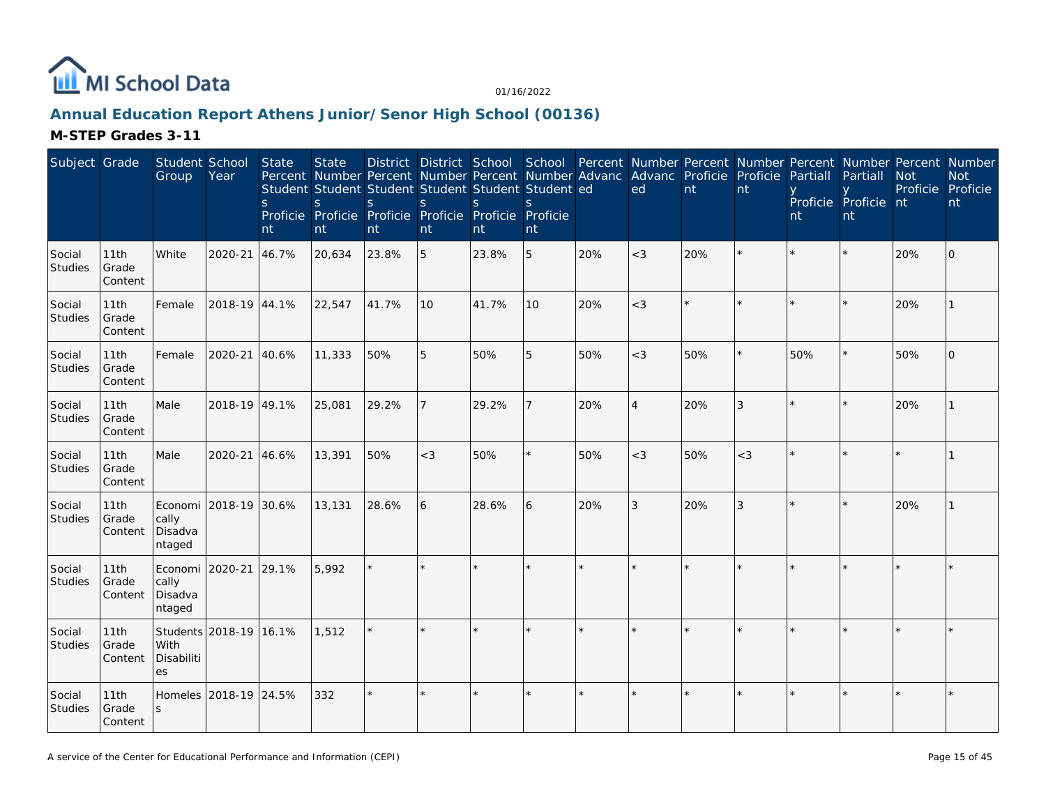# Annual Education Report Athens Junior/Senor High School (00136)

## M-STEP Grades 3-11

| Subject | Grade | Student Group | School Year | State Percent Students Proficient | State Number Students Proficient | District Percent Students Proficient | District Number Students Proficient | School Percent Students Proficient | School Number Students Proficient | Percent Advanced | Number Advanced | Percent Proficient | Number Proficient | Percent Partially Proficient | Number Partially Proficient | Percent Not Proficient | Number Not Proficient |
|---|---|---|---|---|---|---|---|---|---|---|---|---|---|---|---|---|---|
| Social Studies | 11th Grade Content | White | 2020-21 | 46.7% | 20,634 | 23.8% | 5 | 23.8% | 5 | 20% | <3 | 20% | * | * | * | 20% | 0 |
| Social Studies | 11th Grade Content | Female | 2018-19 | 44.1% | 22,547 | 41.7% | 10 | 41.7% | 10 | 20% | <3 | * | * | * | * | 20% | 1 |
| Social Studies | 11th Grade Content | Female | 2020-21 | 40.6% | 11,333 | 50% | 5 | 50% | 5 | 50% | <3 | 50% | * | 50% | * | 50% | 0 |
| Social Studies | 11th Grade Content | Male | 2018-19 | 49.1% | 25,081 | 29.2% | 7 | 29.2% | 7 | 20% | 4 | 20% | 3 | * | * | 20% | 1 |
| Social Studies | 11th Grade Content | Male | 2020-21 | 46.6% | 13,391 | 50% | <3 | 50% | * | 50% | <3 | 50% | <3 | * | * | * | 1 |
| Social Studies | 11th Grade Content | Economically Disadvantaged | 2018-19 | 30.6% | 13,131 | 28.6% | 6 | 28.6% | 6 | 20% | 3 | 20% | 3 | * | * | 20% | 1 |
| Social Studies | 11th Grade Content | Economically Disadvantaged | 2020-21 | 29.1% | 5,992 | * | * | * | * | * | * | * | * | * | * | * | * |
| Social Studies | 11th Grade Content | Students With Disabilities | 2018-19 | 16.1% | 1,512 | * | * | * | * | * | * | * | * | * | * | * | * |
| Social Studies | 11th Grade Content | Homeless | 2018-19 | 24.5% | 332 | * | * | * | * | * | * | * | * | * | * | * | * |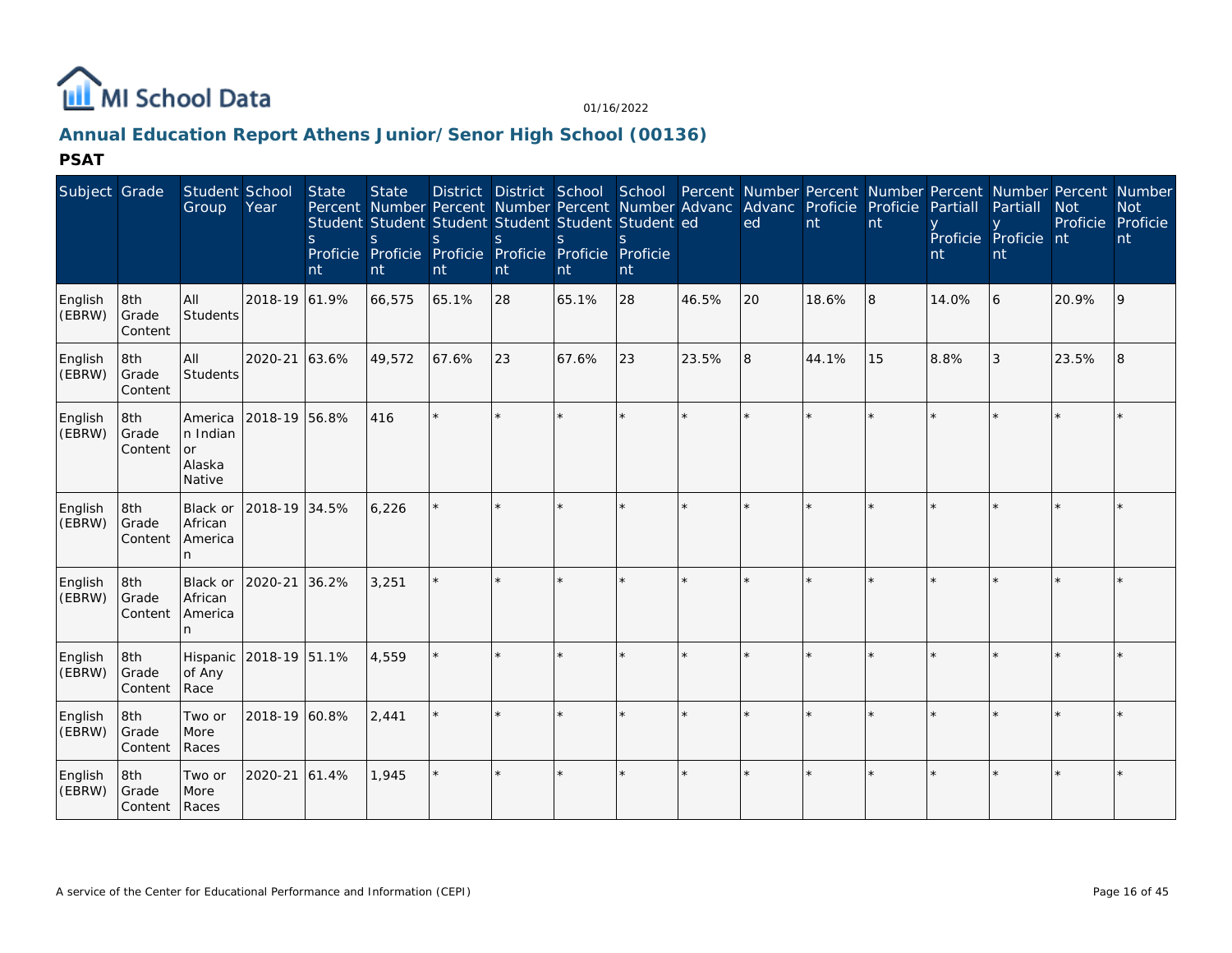# Annual Education Report Athens Junior/Senor High School (00136)

01/16/2022

## PSAT

| Subject | Grade | Student Group | School Year | State Percent Students Proficient | State Number Students Proficient | District Percent Students Proficient | District Number Students Proficient | School Percent Students Proficient | School Number Students Proficient | Percent Advanced | Number Advanced | Percent Proficient | Number Proficient | Percent Partially Proficient | Number Partially Proficient | Percent Not Proficient | Number Not Proficient |
|---|---|---|---|---|---|---|---|---|---|---|---|---|---|---|---|---|---|
| English (EBRW) | 8th Grade Content | All Students | 2018-19 | 61.9% | 66,575 | 65.1% | 28 | 65.1% | 28 | 46.5% | 20 | 18.6% | 8 | 14.0% | 6 | 20.9% | 9 |
| English (EBRW) | 8th Grade Content | All Students | 2020-21 | 63.6% | 49,572 | 67.6% | 23 | 67.6% | 23 | 23.5% | 8 | 44.1% | 15 | 8.8% | 3 | 23.5% | 8 |
| English (EBRW) | 8th Grade Content | American Indian or Alaska Native | 2018-19 | 56.8% | 416 | * | * | * | * | * | * | * | * | * | * | * | * |
| English (EBRW) | 8th Grade Content | Black or African American | 2018-19 | 34.5% | 6,226 | * | * | * | * | * | * | * | * | * | * | * | * |
| English (EBRW) | 8th Grade Content | Black or African American | 2020-21 | 36.2% | 3,251 | * | * | * | * | * | * | * | * | * | * | * | * |
| English (EBRW) | 8th Grade Content | Hispanic of Any Race | 2018-19 | 51.1% | 4,559 | * | * | * | * | * | * | * | * | * | * | * | * |
| English (EBRW) | 8th Grade Content | Two or More Races | 2018-19 | 60.8% | 2,441 | * | * | * | * | * | * | * | * | * | * | * | * |
| English (EBRW) | 8th Grade Content | Two or More Races | 2020-21 | 61.4% | 1,945 | * | * | * | * | * | * | * | * | * | * | * | * |

A service of the Center for Educational Performance and Information (CEPI)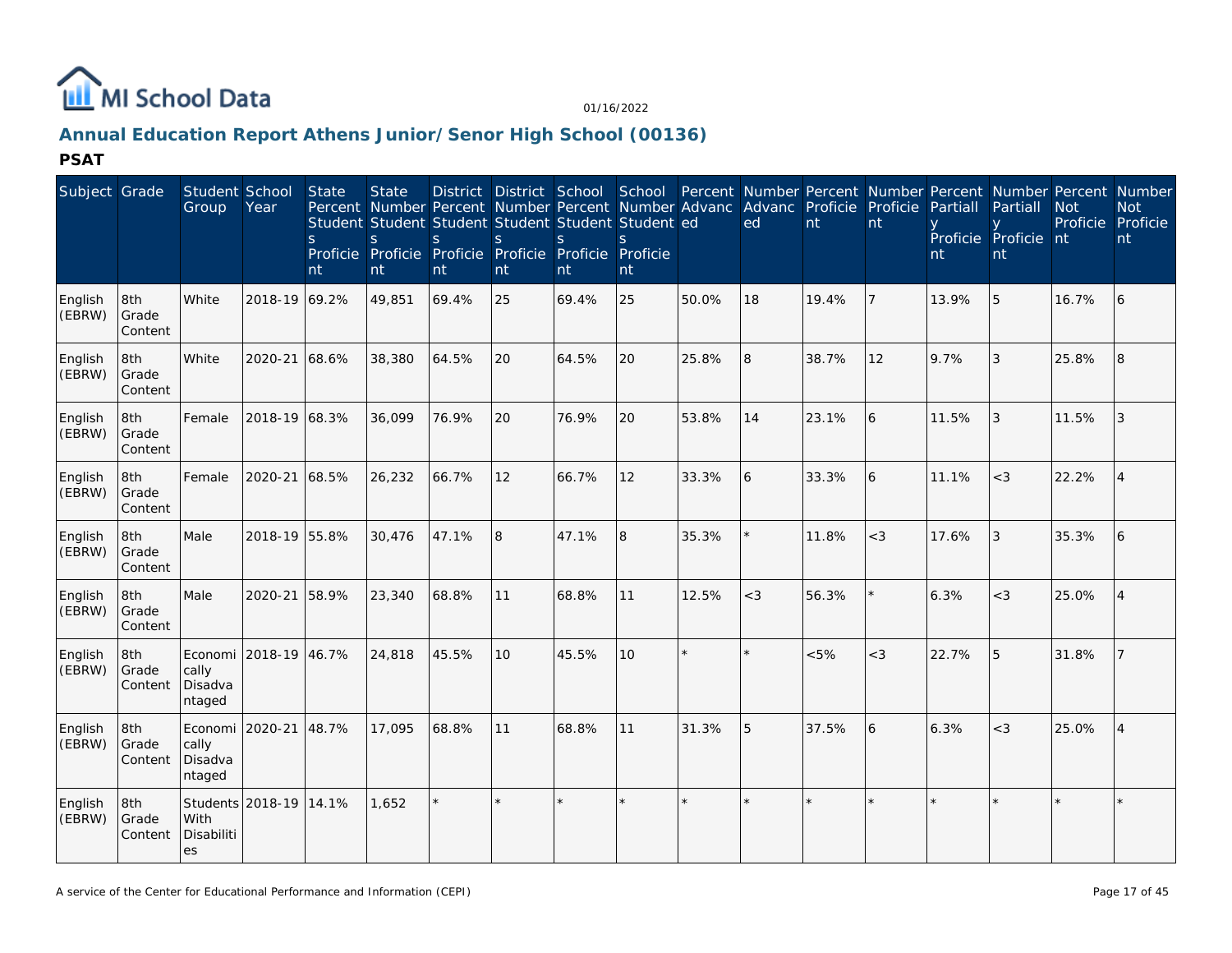MI School Data

01/16/2022

## Annual Education Report Athens Junior/Senor High School (00136)

### PSAT

| Subject | Grade | Student Group | School Year | State Percent Students Proficient | State Number Students Proficient | District Percent Students Proficient | District Number Students Proficient | School Percent Students Proficient | School Number Students Proficient | Percent Advanced | Number Advanced | Percent Proficient | Number Proficient | Percent Partially Proficient | Number Partially Proficient | Percent Not Proficient | Number Not Proficient |
|---|---|---|---|---|---|---|---|---|---|---|---|---|---|---|---|---|---|
| English (EBRW) | 8th Grade Content | White | 2018-19 | 69.2% | 49,851 | 69.4% | 25 | 69.4% | 25 | 50.0% | 18 | 19.4% | 7 | 13.9% | 5 | 16.7% | 6 |
| English (EBRW) | 8th Grade Content | White | 2020-21 | 68.6% | 38,380 | 64.5% | 20 | 64.5% | 20 | 25.8% | 8 | 38.7% | 12 | 9.7% | 3 | 25.8% | 8 |
| English (EBRW) | 8th Grade Content | Female | 2018-19 | 68.3% | 36,099 | 76.9% | 20 | 76.9% | 20 | 53.8% | 14 | 23.1% | 6 | 11.5% | 3 | 11.5% | 3 |
| English (EBRW) | 8th Grade Content | Female | 2020-21 | 68.5% | 26,232 | 66.7% | 12 | 66.7% | 12 | 33.3% | 6 | 33.3% | 6 | 11.1% | <3 | 22.2% | 4 |
| English (EBRW) | 8th Grade Content | Male | 2018-19 | 55.8% | 30,476 | 47.1% | 8 | 47.1% | 8 | 35.3% | * | 11.8% | <3 | 17.6% | 3 | 35.3% | 6 |
| English (EBRW) | 8th Grade Content | Male | 2020-21 | 58.9% | 23,340 | 68.8% | 11 | 68.8% | 11 | 12.5% | <3 | 56.3% | * | 6.3% | <3 | 25.0% | 4 |
| English (EBRW) | 8th Grade Content | Economically Disadvantaged | 2018-19 | 46.7% | 24,818 | 45.5% | 10 | 45.5% | 10 | * | * | <5% | <3 | 22.7% | 5 | 31.8% | 7 |
| English (EBRW) | 8th Grade Content | Economically Disadvantaged | 2020-21 | 48.7% | 17,095 | 68.8% | 11 | 68.8% | 11 | 31.3% | 5 | 37.5% | 6 | 6.3% | <3 | 25.0% | 4 |
| English (EBRW) | 8th Grade Content | Students With Disabilities | 2018-19 | 14.1% | 1,652 | * | * | * | * | * | * | * | * | * | * | * | * |

A service of the Center for Educational Performance and Information (CEPI)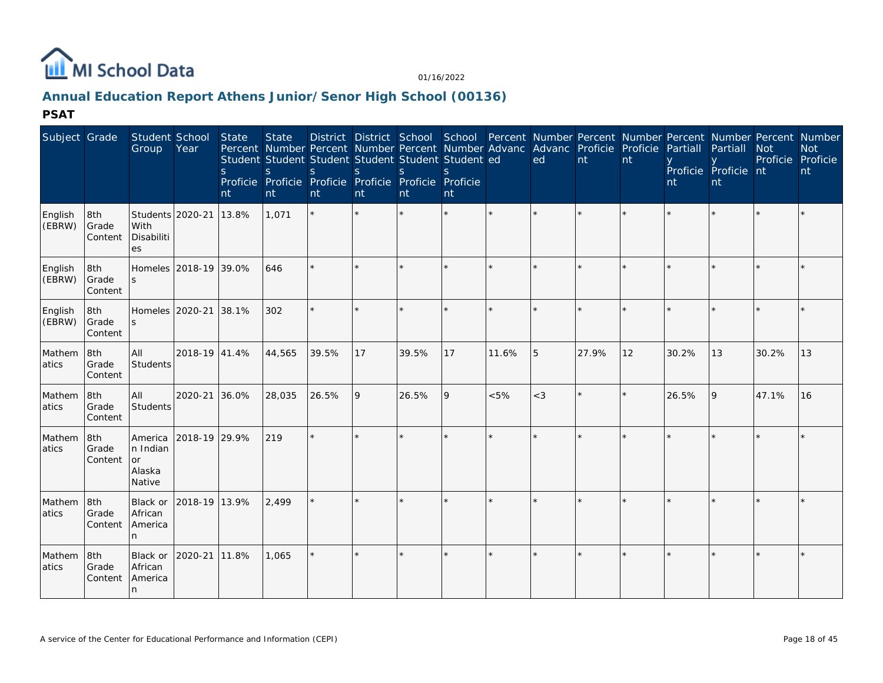MI School Data

01/16/2022

## Annual Education Report Athens Junior/Senor High School (00136)

### PSAT

| Subject | Grade | Student Group | School Year | State Percent Students Proficient | State Number Students Proficient | District Percent Students Proficient | District Number Students Proficient | School Percent Students Proficient | School Number Students Proficient | Percent Advanced | Number Advanced | Percent Proficient | Number Proficient | Percent Partially Proficient | Number Partially Proficient | Percent Not Proficient | Number Not Proficient |
|---|---|---|---|---|---|---|---|---|---|---|---|---|---|---|---|---|---|
| English (EBRW) | 8th Grade Content | Students With Disabilities | 2020-21 | 13.8% | 1,071 | * | * | * | * | * | * | * | * | * | * | * | * |
| English (EBRW) | 8th Grade Content | Homeless | 2018-19 | 39.0% | 646 | * | * | * | * | * | * | * | * | * | * | * | * |
| English (EBRW) | 8th Grade Content | Homeless | 2020-21 | 38.1% | 302 | * | * | * | * | * | * | * | * | * | * | * | * |
| Mathematics | 8th Grade Content | All Students | 2018-19 | 41.4% | 44,565 | 39.5% | 17 | 39.5% | 17 | 11.6% | 5 | 27.9% | 12 | 30.2% | 13 | 30.2% | 13 |
| Mathematics | 8th Grade Content | All Students | 2020-21 | 36.0% | 28,035 | 26.5% | 9 | 26.5% | 9 | <5% | <3 | * | * | 26.5% | 9 | 47.1% | 16 |
| Mathematics | 8th Grade Content | American Indian or Alaska Native | 2018-19 | 29.9% | 219 | * | * | * | * | * | * | * | * | * | * | * | * |
| Mathematics | 8th Grade Content | Black or African American | 2018-19 | 13.9% | 2,499 | * | * | * | * | * | * | * | * | * | * | * | * |
| Mathematics | 8th Grade Content | Black or African American | 2020-21 | 11.8% | 1,065 | * | * | * | * | * | * | * | * | * | * | * | * |

A service of the Center for Educational Performance and Information (CEPI)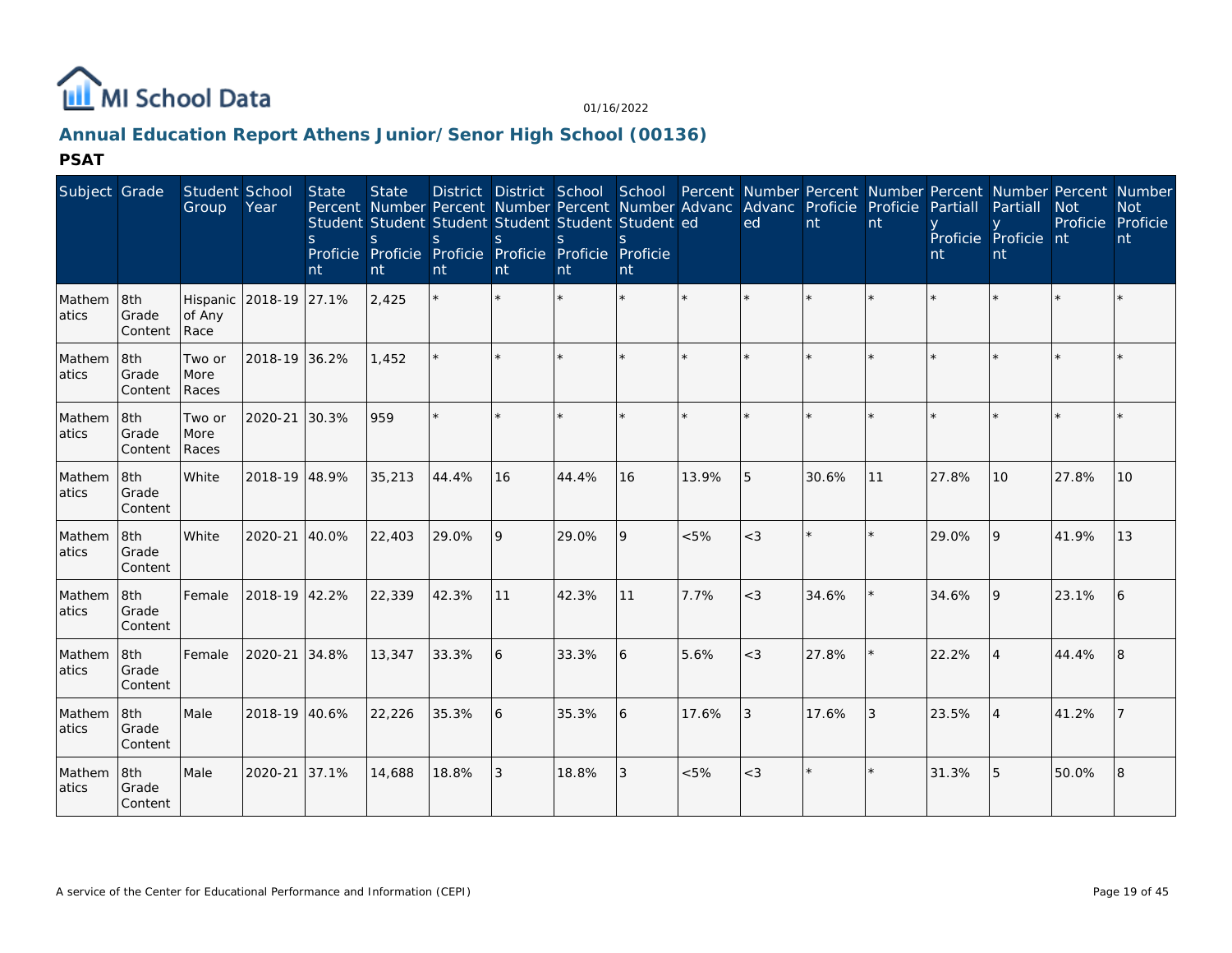MI School Data

01/16/2022

## Annual Education Report Athens Junior/Senor High School (00136)

### PSAT

| Subject | Grade | Student Group | School Year | State Percent Students Proficient | State Number Students Proficient | District Percent Students Proficient | District Number Students Proficient | School Percent Students Proficient | School Number Students Proficient | Percent Advanced | Number Advanced | Percent Proficient | Number Proficient | Percent Partially Proficient | Number Partially Proficient | Percent Not Proficient | Number Not Proficient |
|---|---|---|---|---|---|---|---|---|---|---|---|---|---|---|---|---|---|
| Mathematics | 8th Grade Content | Hispanic of Any Race | 2018-19 | 27.1% | 2,425 | * | * | * | * | * | * | * | * | * | * | * | * |
| Mathematics | 8th Grade Content | Two or More Races | 2018-19 | 36.2% | 1,452 | * | * | * | * | * | * | * | * | * | * | * | * |
| Mathematics | 8th Grade Content | Two or More Races | 2020-21 | 30.3% | 959 | * | * | * | * | * | * | * | * | * | * | * | * |
| Mathematics | 8th Grade Content | White | 2018-19 | 48.9% | 35,213 | 44.4% | 16 | 44.4% | 16 | 13.9% | 5 | 30.6% | 11 | 27.8% | 10 | 27.8% | 10 |
| Mathematics | 8th Grade Content | White | 2020-21 | 40.0% | 22,403 | 29.0% | 9 | 29.0% | 9 | <5% | <3 | * | * | 29.0% | 9 | 41.9% | 13 |
| Mathematics | 8th Grade Content | Female | 2018-19 | 42.2% | 22,339 | 42.3% | 11 | 42.3% | 11 | 7.7% | <3 | 34.6% | * | 34.6% | 9 | 23.1% | 6 |
| Mathematics | 8th Grade Content | Female | 2020-21 | 34.8% | 13,347 | 33.3% | 6 | 33.3% | 6 | 5.6% | <3 | 27.8% | * | 22.2% | 4 | 44.4% | 8 |
| Mathematics | 8th Grade Content | Male | 2018-19 | 40.6% | 22,226 | 35.3% | 6 | 35.3% | 6 | 17.6% | 3 | 17.6% | 3 | 23.5% | 4 | 41.2% | 7 |
| Mathematics | 8th Grade Content | Male | 2020-21 | 37.1% | 14,688 | 18.8% | 3 | 18.8% | 3 | <5% | <3 | * | * | 31.3% | 5 | 50.0% | 8 |

A service of the Center for Educational Performance and Information (CEPI)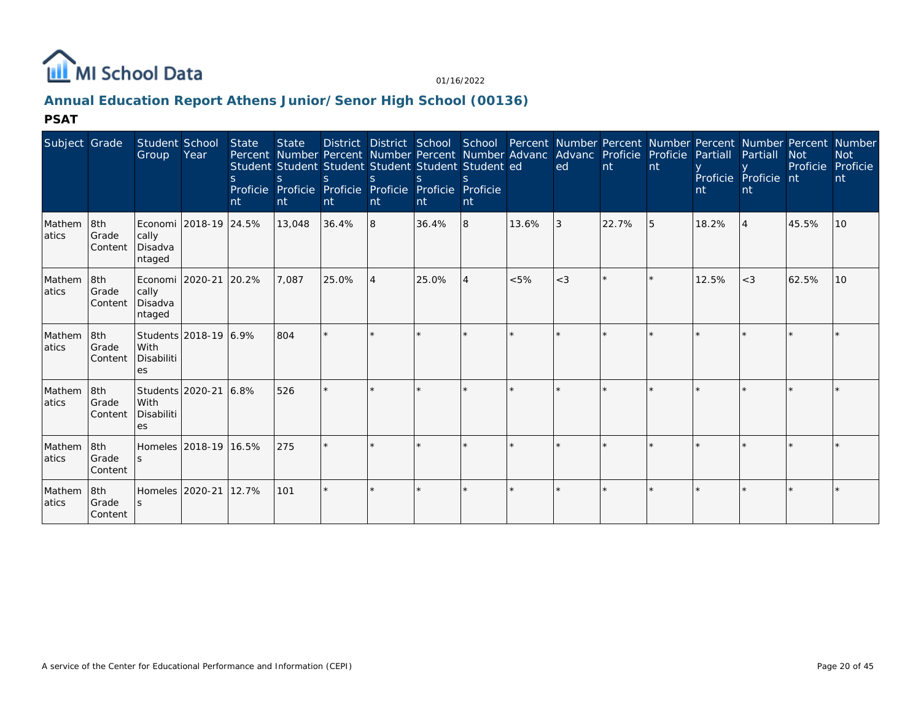MI School Data

01/16/2022

## Annual Education Report Athens Junior/Senor High School (00136)

### PSAT

| Subject | Grade | Student Group | School Year | State Percent Students Proficient | State Number Students Proficient | District Percent Students Proficient | District Number Students Proficient | School Percent Students Proficient | School Number Students Proficient | Percent Advanced | Number Advanced | Percent Proficient | Number Proficient | Percent Partially Proficient | Number Partially Proficient | Percent Not Proficient | Number Not Proficient |
|---|---|---|---|---|---|---|---|---|---|---|---|---|---|---|---|---|---|
| Mathematics | 8th Grade Content | Economically Disadvantaged | 2018-19 | 24.5% | 13,048 | 36.4% | 8 | 36.4% | 8 | 13.6% | 3 | 22.7% | 5 | 18.2% | 4 | 45.5% | 10 |
| Mathematics | 8th Grade Content | Economically Disadvantaged | 2020-21 | 20.2% | 7,087 | 25.0% | 4 | 25.0% | 4 | <5% | <3 | * | * | 12.5% | <3 | 62.5% | 10 |
| Mathematics | 8th Grade Content | Students With Disabilities | 2018-19 | 6.9% | 804 | * | * | * | * | * | * | * | * | * | * | * | * |
| Mathematics | 8th Grade Content | Students With Disabilities | 2020-21 | 6.8% | 526 | * | * | * | * | * | * | * | * | * | * | * | * |
| Mathematics | 8th Grade Content | Homeless | 2018-19 | 16.5% | 275 | * | * | * | * | * | * | * | * | * | * | * | * |
| Mathematics | 8th Grade Content | Homeless | 2020-21 | 12.7% | 101 | * | * | * | * | * | * | * | * | * | * | * | * |

A service of the Center for Educational Performance and Information (CEPI)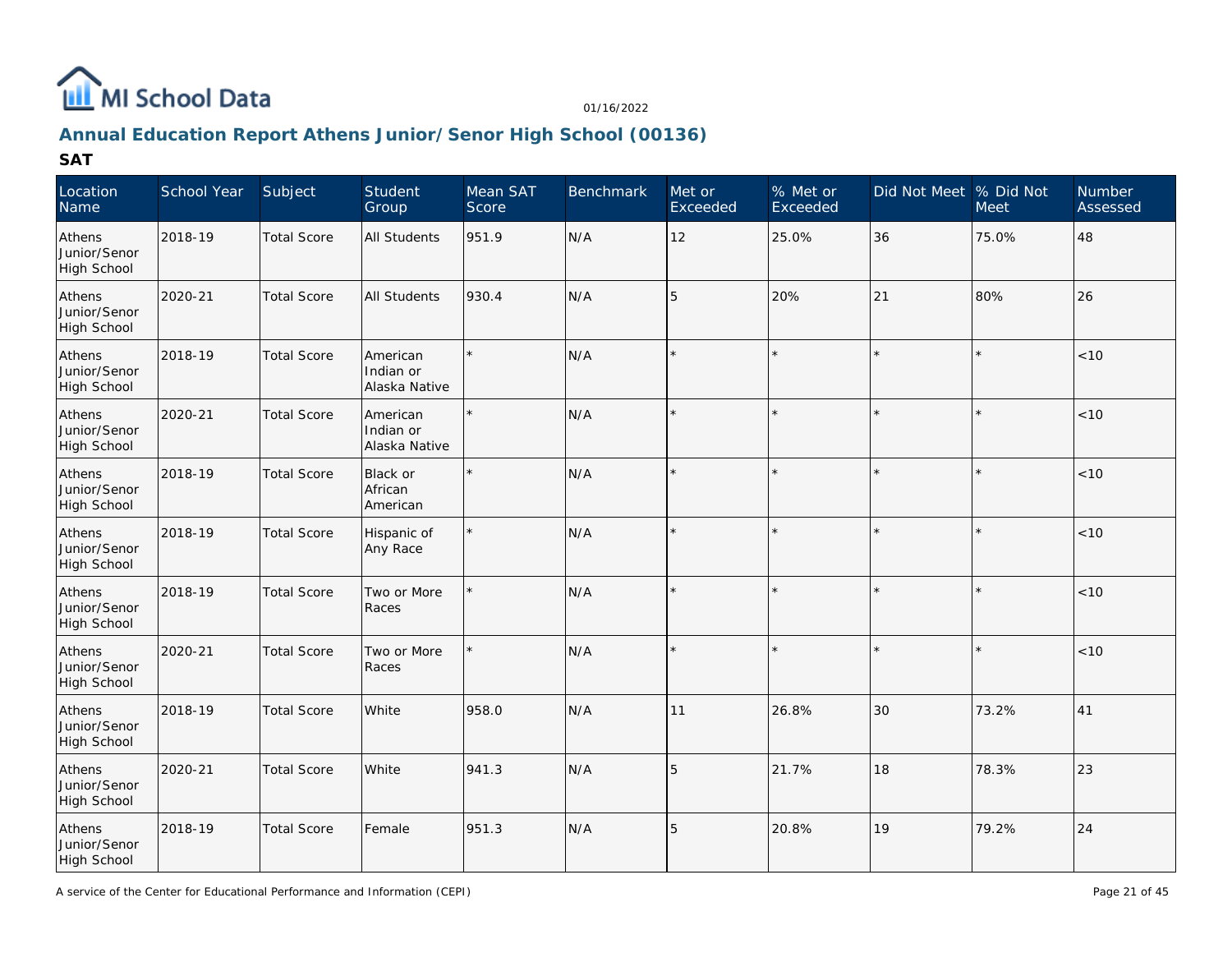# MI School Data

01/16/2022

## Annual Education Report Athens Junior/Senor High School (00136)

### SAT

| Location Name | School Year | Subject | Student Group | Mean SAT Score | Benchmark | Met or Exceeded | % Met or Exceeded | Did Not Meet | % Did Not Meet | Number Assessed |
|---|---|---|---|---|---|---|---|---|---|---|
| Athens Junior/Senor High School | 2018-19 | Total Score | All Students | 951.9 | N/A | 12 | 25.0% | 36 | 75.0% | 48 |
| Athens Junior/Senor High School | 2020-21 | Total Score | All Students | 930.4 | N/A | 5 | 20% | 21 | 80% | 26 |
| Athens Junior/Senor High School | 2018-19 | Total Score | American Indian or Alaska Native | * | N/A | * | * | * | * | <10 |
| Athens Junior/Senor High School | 2020-21 | Total Score | American Indian or Alaska Native | * | N/A | * | * | * | * | <10 |
| Athens Junior/Senor High School | 2018-19 | Total Score | Black or African American | * | N/A | * | * | * | * | <10 |
| Athens Junior/Senor High School | 2018-19 | Total Score | Hispanic of Any Race | * | N/A | * | * | * | * | <10 |
| Athens Junior/Senor High School | 2018-19 | Total Score | Two or More Races | * | N/A | * | * | * | * | <10 |
| Athens Junior/Senor High School | 2020-21 | Total Score | Two or More Races | * | N/A | * | * | * | * | <10 |
| Athens Junior/Senor High School | 2018-19 | Total Score | White | 958.0 | N/A | 11 | 26.8% | 30 | 73.2% | 41 |
| Athens Junior/Senor High School | 2020-21 | Total Score | White | 941.3 | N/A | 5 | 21.7% | 18 | 78.3% | 23 |
| Athens Junior/Senor High School | 2018-19 | Total Score | Female | 951.3 | N/A | 5 | 20.8% | 19 | 79.2% | 24 |

A service of the Center for Educational Performance and Information (CEPI)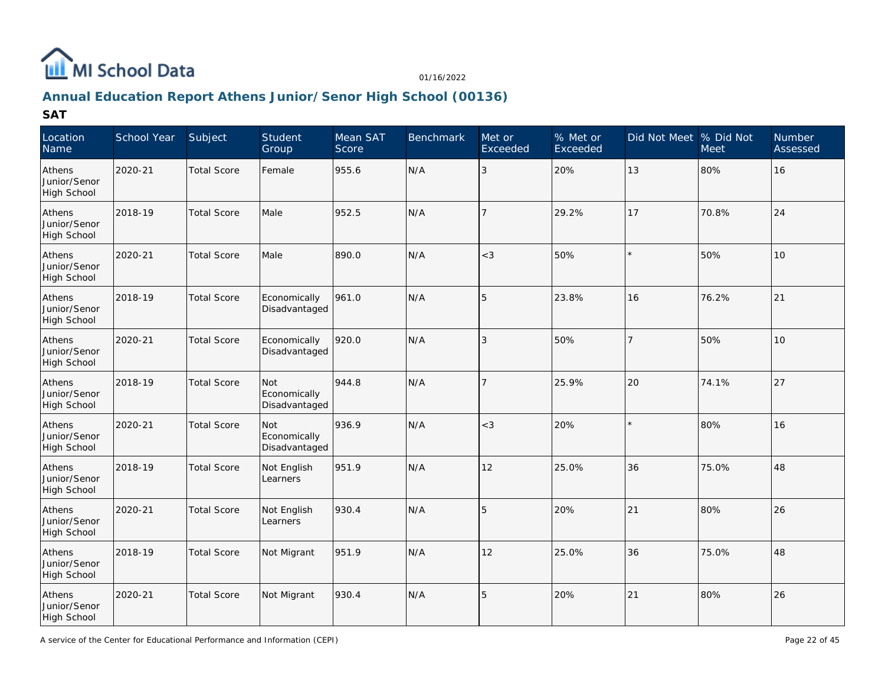MI School Data

01/16/2022

## Annual Education Report Athens Junior/Senor High School (00136)

### SAT

| Location Name | School Year | Subject | Student Group | Mean SAT Score | Benchmark | Met or Exceeded | % Met or Exceeded | Did Not Meet | % Did Not Meet | Number Assessed |
|---|---|---|---|---|---|---|---|---|---|---|
| Athens Junior/Senor High School | 2020-21 | Total Score | Female | 955.6 | N/A | 3 | 20% | 13 | 80% | 16 |
| Athens Junior/Senor High School | 2018-19 | Total Score | Male | 952.5 | N/A | 7 | 29.2% | 17 | 70.8% | 24 |
| Athens Junior/Senor High School | 2020-21 | Total Score | Male | 890.0 | N/A | <3 | 50% | * | 50% | 10 |
| Athens Junior/Senor High School | 2018-19 | Total Score | Economically Disadvantaged | 961.0 | N/A | 5 | 23.8% | 16 | 76.2% | 21 |
| Athens Junior/Senor High School | 2020-21 | Total Score | Economically Disadvantaged | 920.0 | N/A | 3 | 50% | 7 | 50% | 10 |
| Athens Junior/Senor High School | 2018-19 | Total Score | Not Economically Disadvantaged | 944.8 | N/A | 7 | 25.9% | 20 | 74.1% | 27 |
| Athens Junior/Senor High School | 2020-21 | Total Score | Not Economically Disadvantaged | 936.9 | N/A | <3 | 20% | * | 80% | 16 |
| Athens Junior/Senor High School | 2018-19 | Total Score | Not English Learners | 951.9 | N/A | 12 | 25.0% | 36 | 75.0% | 48 |
| Athens Junior/Senor High School | 2020-21 | Total Score | Not English Learners | 930.4 | N/A | 5 | 20% | 21 | 80% | 26 |
| Athens Junior/Senor High School | 2018-19 | Total Score | Not Migrant | 951.9 | N/A | 12 | 25.0% | 36 | 75.0% | 48 |
| Athens Junior/Senor High School | 2020-21 | Total Score | Not Migrant | 930.4 | N/A | 5 | 20% | 21 | 80% | 26 |

A service of the Center for Educational Performance and Information (CEPI)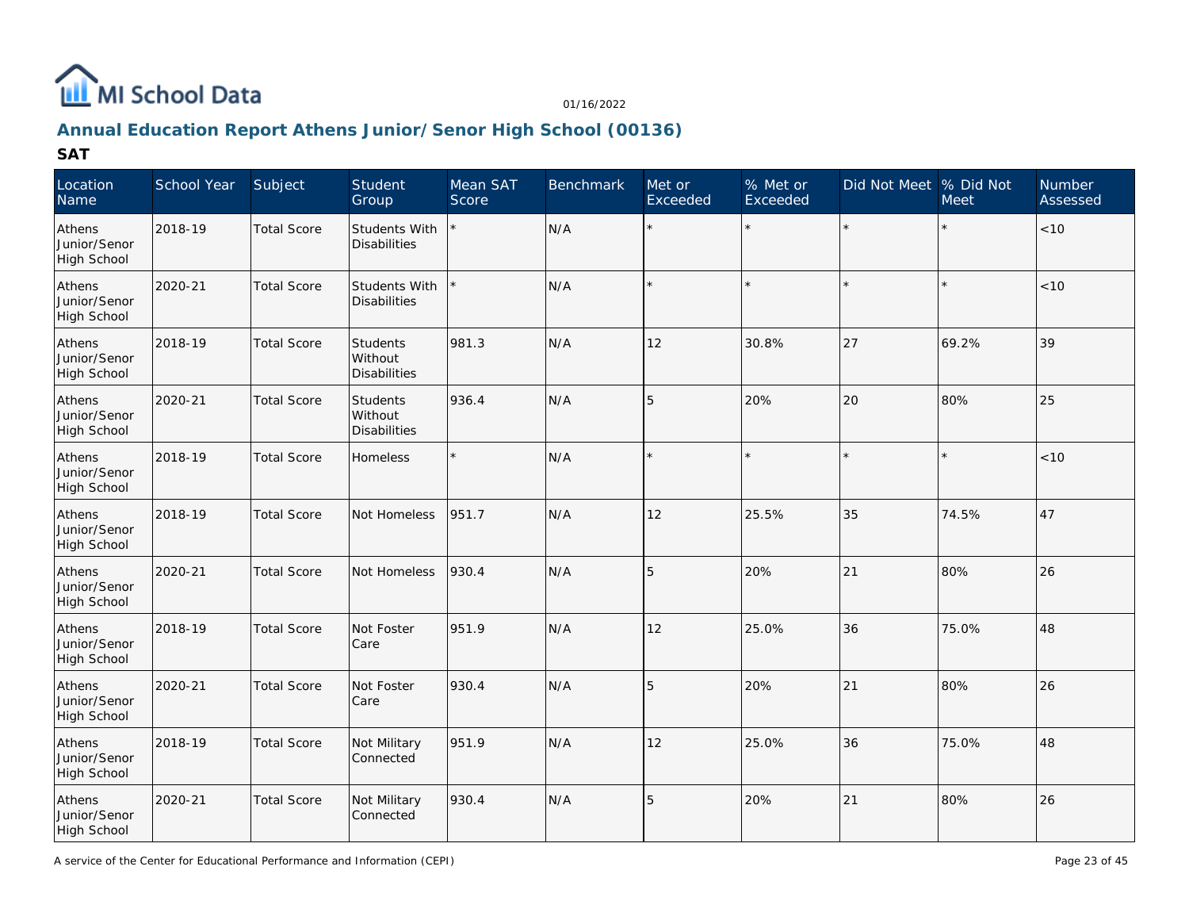# Annual Education Report Athens Junior/Senor High School (00136)

## SAT

| Location Name | School Year | Subject | Student Group | Mean SAT Score | Benchmark | Met or Exceeded | % Met or Exceeded | Did Not Meet | % Did Not Meet | Number Assessed |
|---|---|---|---|---|---|---|---|---|---|---|
| Athens Junior/Senor High School | 2018-19 | Total Score | Students With Disabilities | * | N/A | * | * | * | * | <10 |
| Athens Junior/Senor High School | 2020-21 | Total Score | Students With Disabilities | * | N/A | * | * | * | * | <10 |
| Athens Junior/Senor High School | 2018-19 | Total Score | Students Without Disabilities | 981.3 | N/A | 12 | 30.8% | 27 | 69.2% | 39 |
| Athens Junior/Senor High School | 2020-21 | Total Score | Students Without Disabilities | 936.4 | N/A | 5 | 20% | 20 | 80% | 25 |
| Athens Junior/Senor High School | 2018-19 | Total Score | Homeless | * | N/A | * | * | * | * | <10 |
| Athens Junior/Senor High School | 2018-19 | Total Score | Not Homeless | 951.7 | N/A | 12 | 25.5% | 35 | 74.5% | 47 |
| Athens Junior/Senor High School | 2020-21 | Total Score | Not Homeless | 930.4 | N/A | 5 | 20% | 21 | 80% | 26 |
| Athens Junior/Senor High School | 2018-19 | Total Score | Not Foster Care | 951.9 | N/A | 12 | 25.0% | 36 | 75.0% | 48 |
| Athens Junior/Senor High School | 2020-21 | Total Score | Not Foster Care | 930.4 | N/A | 5 | 20% | 21 | 80% | 26 |
| Athens Junior/Senor High School | 2018-19 | Total Score | Not Military Connected | 951.9 | N/A | 12 | 25.0% | 36 | 75.0% | 48 |
| Athens Junior/Senor High School | 2020-21 | Total Score | Not Military Connected | 930.4 | N/A | 5 | 20% | 21 | 80% | 26 |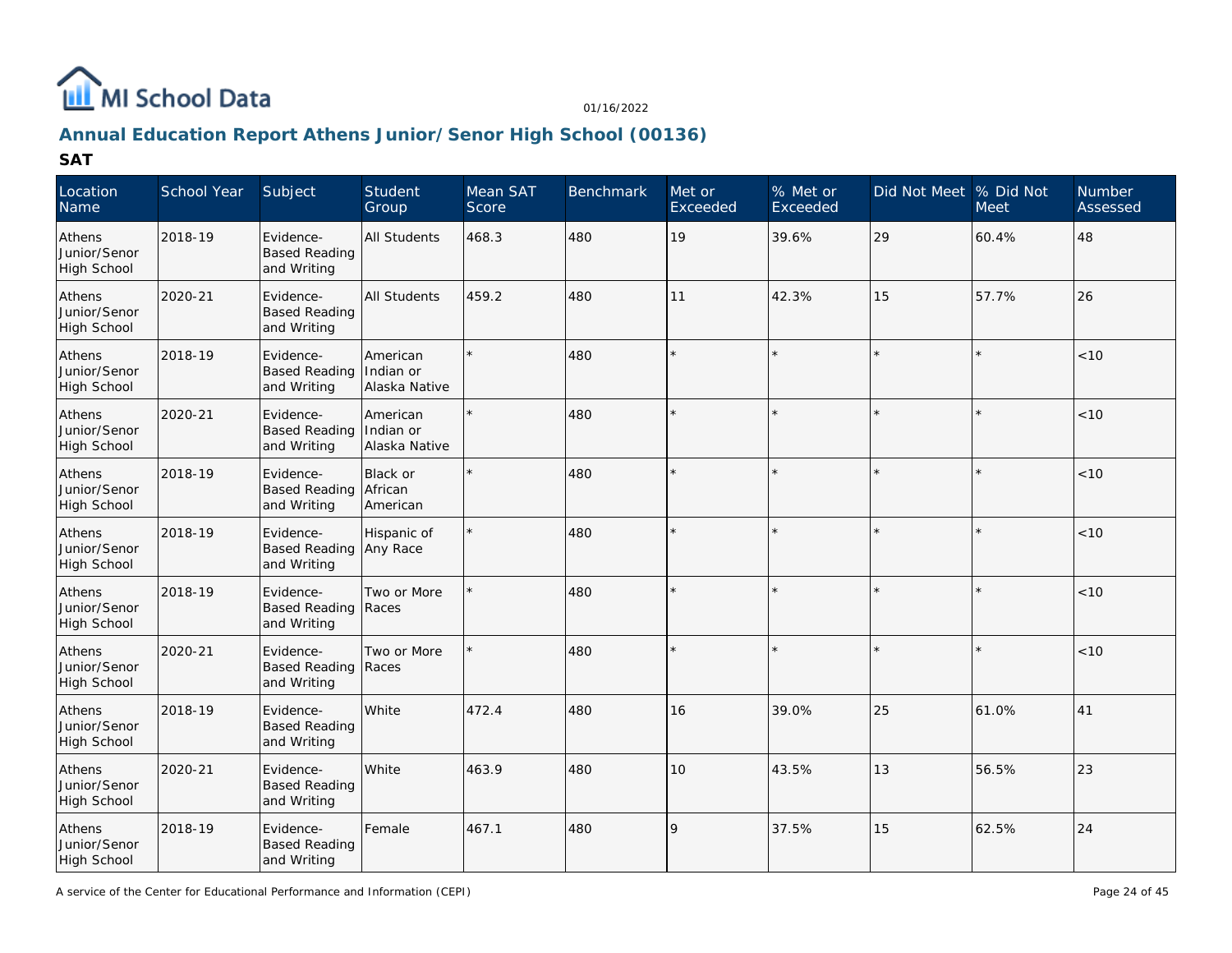MI School Data

01/16/2022

## Annual Education Report Athens Junior/Senor High School (00136)

### SAT

| Location Name | School Year | Subject | Student Group | Mean SAT Score | Benchmark | Met or Exceeded | % Met or Exceeded | Did Not Meet | % Did Not Meet | Number Assessed |
|---|---|---|---|---|---|---|---|---|---|---|
| Athens Junior/Senor High School | 2018-19 | Evidence-Based Reading and Writing | All Students | 468.3 | 480 | 19 | 39.6% | 29 | 60.4% | 48 |
| Athens Junior/Senor High School | 2020-21 | Evidence-Based Reading and Writing | All Students | 459.2 | 480 | 11 | 42.3% | 15 | 57.7% | 26 |
| Athens Junior/Senor High School | 2018-19 | Evidence-Based Reading and Writing | American Indian or Alaska Native | * | 480 | * | * | * | * | <10 |
| Athens Junior/Senor High School | 2020-21 | Evidence-Based Reading and Writing | American Indian or Alaska Native | * | 480 | * | * | * | * | <10 |
| Athens Junior/Senor High School | 2018-19 | Evidence-Based Reading and Writing | Black or African American | * | 480 | * | * | * | * | <10 |
| Athens Junior/Senor High School | 2018-19 | Evidence-Based Reading and Writing | Hispanic of Any Race | * | 480 | * | * | * | * | <10 |
| Athens Junior/Senor High School | 2018-19 | Evidence-Based Reading and Writing | Two or More Races | * | 480 | * | * | * | * | <10 |
| Athens Junior/Senor High School | 2020-21 | Evidence-Based Reading and Writing | Two or More Races | * | 480 | * | * | * | * | <10 |
| Athens Junior/Senor High School | 2018-19 | Evidence-Based Reading and Writing | White | 472.4 | 480 | 16 | 39.0% | 25 | 61.0% | 41 |
| Athens Junior/Senor High School | 2020-21 | Evidence-Based Reading and Writing | White | 463.9 | 480 | 10 | 43.5% | 13 | 56.5% | 23 |
| Athens Junior/Senor High School | 2018-19 | Evidence-Based Reading and Writing | Female | 467.1 | 480 | 9 | 37.5% | 15 | 62.5% | 24 |

A service of the Center for Educational Performance and Information (CEPI)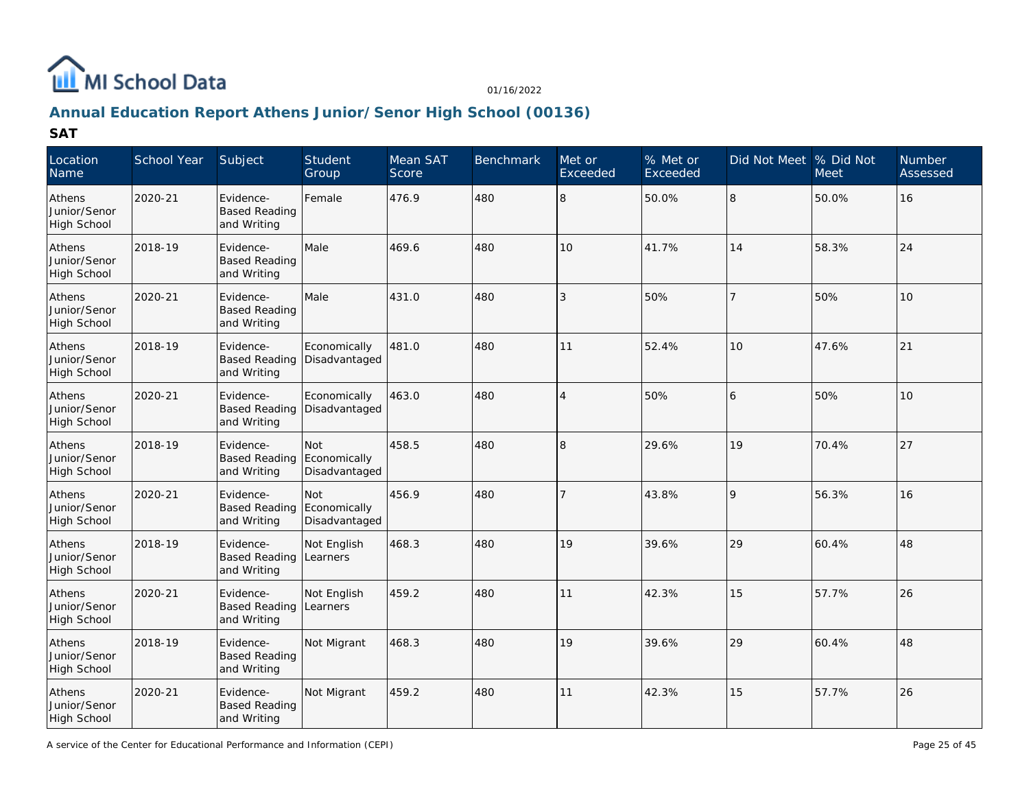MI School Data

01/16/2022

## Annual Education Report Athens Junior/Senor High School (00136)

### SAT

| Location Name | School Year | Subject | Student Group | Mean SAT Score | Benchmark | Met or Exceeded | % Met or Exceeded | Did Not Meet | % Did Not Meet | Number Assessed |
|---|---|---|---|---|---|---|---|---|---|---|
| Athens Junior/Senor High School | 2020-21 | Evidence-Based Reading and Writing | Female | 476.9 | 480 | 8 | 50.0% | 8 | 50.0% | 16 |
| Athens Junior/Senor High School | 2018-19 | Evidence-Based Reading and Writing | Male | 469.6 | 480 | 10 | 41.7% | 14 | 58.3% | 24 |
| Athens Junior/Senor High School | 2020-21 | Evidence-Based Reading and Writing | Male | 431.0 | 480 | 3 | 50% | 7 | 50% | 10 |
| Athens Junior/Senor High School | 2018-19 | Evidence-Based Reading and Writing | Economically Disadvantaged | 481.0 | 480 | 11 | 52.4% | 10 | 47.6% | 21 |
| Athens Junior/Senor High School | 2020-21 | Evidence-Based Reading and Writing | Economically Disadvantaged | 463.0 | 480 | 4 | 50% | 6 | 50% | 10 |
| Athens Junior/Senor High School | 2018-19 | Evidence-Based Reading and Writing | Not Economically Disadvantaged | 458.5 | 480 | 8 | 29.6% | 19 | 70.4% | 27 |
| Athens Junior/Senor High School | 2020-21 | Evidence-Based Reading and Writing | Not Economically Disadvantaged | 456.9 | 480 | 7 | 43.8% | 9 | 56.3% | 16 |
| Athens Junior/Senor High School | 2018-19 | Evidence-Based Reading and Writing | Not English Learners | 468.3 | 480 | 19 | 39.6% | 29 | 60.4% | 48 |
| Athens Junior/Senor High School | 2020-21 | Evidence-Based Reading and Writing | Not English Learners | 459.2 | 480 | 11 | 42.3% | 15 | 57.7% | 26 |
| Athens Junior/Senor High School | 2018-19 | Evidence-Based Reading and Writing | Not Migrant | 468.3 | 480 | 19 | 39.6% | 29 | 60.4% | 48 |
| Athens Junior/Senor High School | 2020-21 | Evidence-Based Reading and Writing | Not Migrant | 459.2 | 480 | 11 | 42.3% | 15 | 57.7% | 26 |

A service of the Center for Educational Performance and Information (CEPI)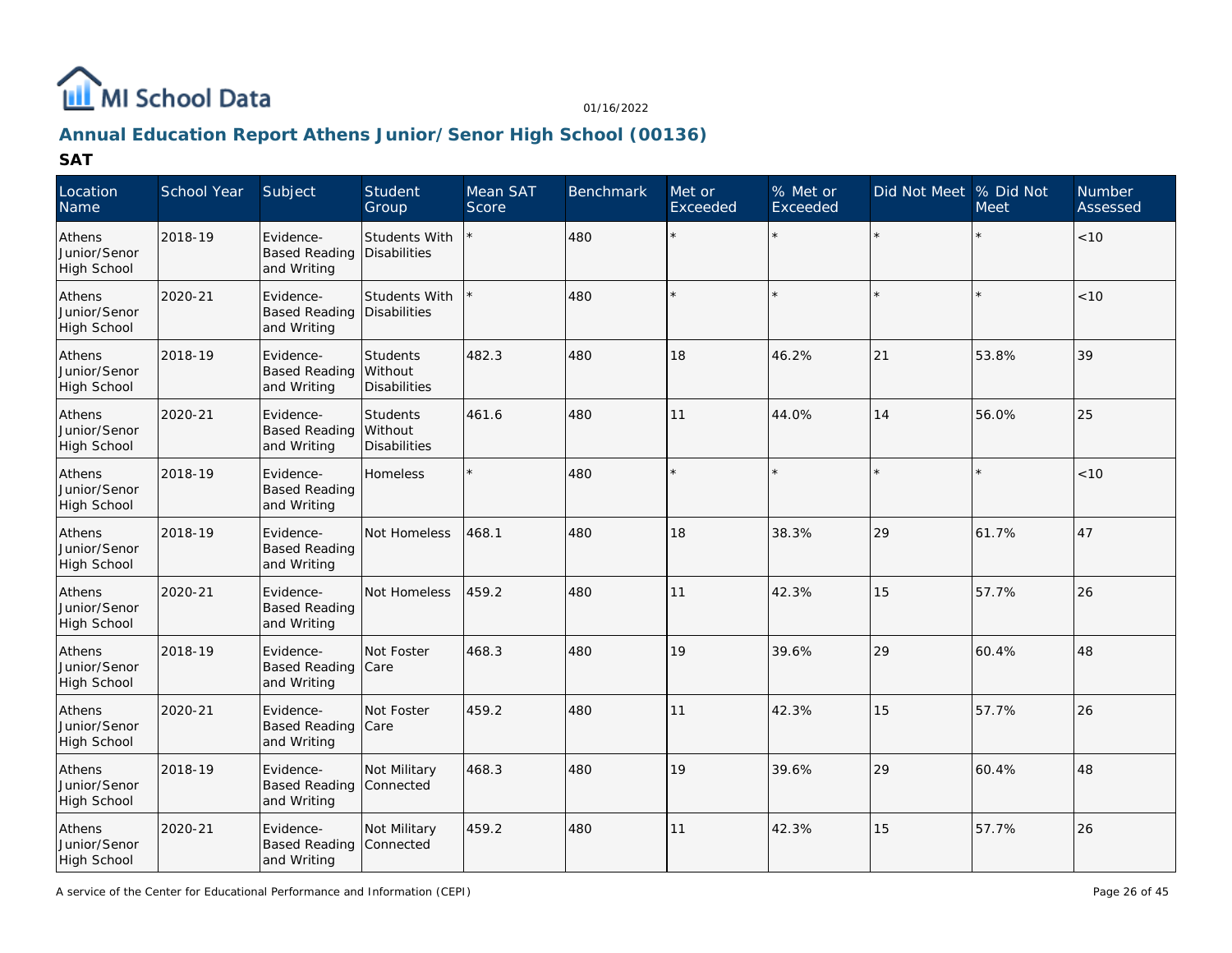# MI School Data

01/16/2022

## Annual Education Report Athens Junior/Senor High School (00136)

### SAT

| Location Name | School Year | Subject | Student Group | Mean SAT Score | Benchmark | Met or Exceeded | % Met or Exceeded | Did Not Meet | % Did Not Meet | Number Assessed |
|---|---|---|---|---|---|---|---|---|---|---|
| Athens Junior/Senor High School | 2018-19 | Evidence-Based Reading and Writing | Students With Disabilities | * | 480 | * | * | * | * | <10 |
| Athens Junior/Senor High School | 2020-21 | Evidence-Based Reading and Writing | Students With Disabilities | * | 480 | * | * | * | * | <10 |
| Athens Junior/Senor High School | 2018-19 | Evidence-Based Reading and Writing | Students Without Disabilities | 482.3 | 480 | 18 | 46.2% | 21 | 53.8% | 39 |
| Athens Junior/Senor High School | 2020-21 | Evidence-Based Reading and Writing | Students Without Disabilities | 461.6 | 480 | 11 | 44.0% | 14 | 56.0% | 25 |
| Athens Junior/Senor High School | 2018-19 | Evidence-Based Reading and Writing | Homeless | * | 480 | * | * | * | * | <10 |
| Athens Junior/Senor High School | 2018-19 | Evidence-Based Reading and Writing | Not Homeless | 468.1 | 480 | 18 | 38.3% | 29 | 61.7% | 47 |
| Athens Junior/Senor High School | 2020-21 | Evidence-Based Reading and Writing | Not Homeless | 459.2 | 480 | 11 | 42.3% | 15 | 57.7% | 26 |
| Athens Junior/Senor High School | 2018-19 | Evidence-Based Reading and Writing | Not Foster Care | 468.3 | 480 | 19 | 39.6% | 29 | 60.4% | 48 |
| Athens Junior/Senor High School | 2020-21 | Evidence-Based Reading and Writing | Not Foster Care | 459.2 | 480 | 11 | 42.3% | 15 | 57.7% | 26 |
| Athens Junior/Senor High School | 2018-19 | Evidence-Based Reading and Writing | Not Military Connected | 468.3 | 480 | 19 | 39.6% | 29 | 60.4% | 48 |
| Athens Junior/Senor High School | 2020-21 | Evidence-Based Reading and Writing | Not Military Connected | 459.2 | 480 | 11 | 42.3% | 15 | 57.7% | 26 |

A service of the Center for Educational Performance and Information (CEPI)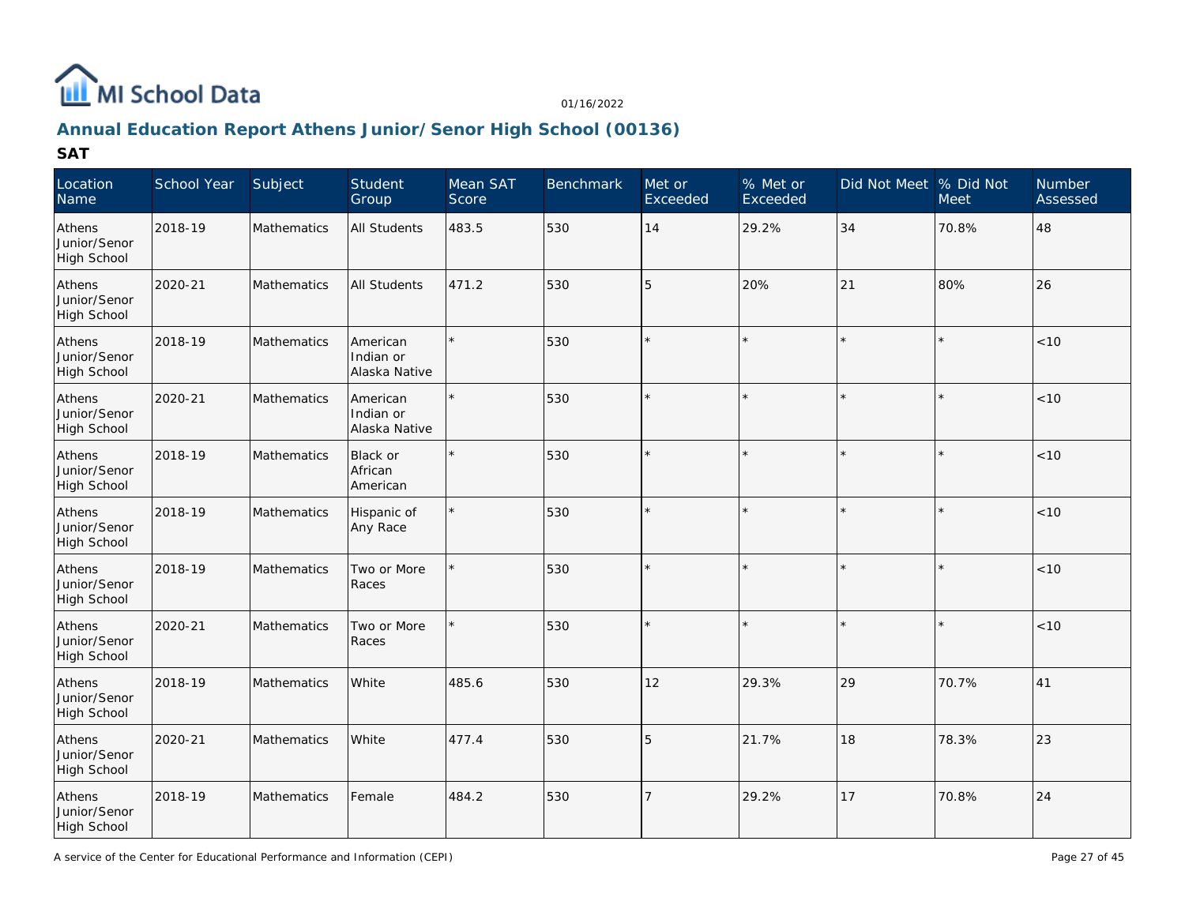MI School Data

01/16/2022

## Annual Education Report Athens Junior/Senor High School (00136)

### SAT

| Location Name | School Year | Subject | Student Group | Mean SAT Score | Benchmark | Met or Exceeded | % Met or Exceeded | Did Not Meet | % Did Not Meet | Number Assessed |
|---|---|---|---|---|---|---|---|---|---|---|
| Athens Junior/Senor High School | 2018-19 | Mathematics | All Students | 483.5 | 530 | 14 | 29.2% | 34 | 70.8% | 48 |
| Athens Junior/Senor High School | 2020-21 | Mathematics | All Students | 471.2 | 530 | 5 | 20% | 21 | 80% | 26 |
| Athens Junior/Senor High School | 2018-19 | Mathematics | American Indian or Alaska Native | * | 530 | * | * | * | * | <10 |
| Athens Junior/Senor High School | 2020-21 | Mathematics | American Indian or Alaska Native | * | 530 | * | * | * | * | <10 |
| Athens Junior/Senor High School | 2018-19 | Mathematics | Black or African American | * | 530 | * | * | * | * | <10 |
| Athens Junior/Senor High School | 2018-19 | Mathematics | Hispanic of Any Race | * | 530 | * | * | * | * | <10 |
| Athens Junior/Senor High School | 2018-19 | Mathematics | Two or More Races | * | 530 | * | * | * | * | <10 |
| Athens Junior/Senor High School | 2020-21 | Mathematics | Two or More Races | * | 530 | * | * | * | * | <10 |
| Athens Junior/Senor High School | 2018-19 | Mathematics | White | 485.6 | 530 | 12 | 29.3% | 29 | 70.7% | 41 |
| Athens Junior/Senor High School | 2020-21 | Mathematics | White | 477.4 | 530 | 5 | 21.7% | 18 | 78.3% | 23 |
| Athens Junior/Senor High School | 2018-19 | Mathematics | Female | 484.2 | 530 | 7 | 29.2% | 17 | 70.8% | 24 |

A service of the Center for Educational Performance and Information (CEPI)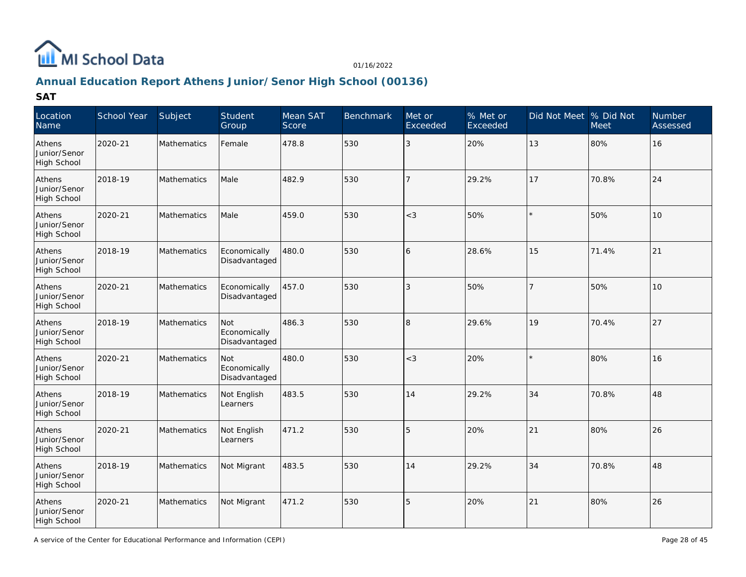MI School Data

01/16/2022

## Annual Education Report Athens Junior/Senor High School (00136)

### SAT

| Location Name | School Year | Subject | Student Group | Mean SAT Score | Benchmark | Met or Exceeded | % Met or Exceeded | Did Not Meet | % Did Not Meet | Number Assessed |
|---|---|---|---|---|---|---|---|---|---|---|
| Athens Junior/Senor High School | 2020-21 | Mathematics | Female | 478.8 | 530 | 3 | 20% | 13 | 80% | 16 |
| Athens Junior/Senor High School | 2018-19 | Mathematics | Male | 482.9 | 530 | 7 | 29.2% | 17 | 70.8% | 24 |
| Athens Junior/Senor High School | 2020-21 | Mathematics | Male | 459.0 | 530 | <3 | 50% | * | 50% | 10 |
| Athens Junior/Senor High School | 2018-19 | Mathematics | Economically Disadvantaged | 480.0 | 530 | 6 | 28.6% | 15 | 71.4% | 21 |
| Athens Junior/Senor High School | 2020-21 | Mathematics | Economically Disadvantaged | 457.0 | 530 | 3 | 50% | 7 | 50% | 10 |
| Athens Junior/Senor High School | 2018-19 | Mathematics | Not Economically Disadvantaged | 486.3 | 530 | 8 | 29.6% | 19 | 70.4% | 27 |
| Athens Junior/Senor High School | 2020-21 | Mathematics | Not Economically Disadvantaged | 480.0 | 530 | <3 | 20% | * | 80% | 16 |
| Athens Junior/Senor High School | 2018-19 | Mathematics | Not English Learners | 483.5 | 530 | 14 | 29.2% | 34 | 70.8% | 48 |
| Athens Junior/Senor High School | 2020-21 | Mathematics | Not English Learners | 471.2 | 530 | 5 | 20% | 21 | 80% | 26 |
| Athens Junior/Senor High School | 2018-19 | Mathematics | Not Migrant | 483.5 | 530 | 14 | 29.2% | 34 | 70.8% | 48 |
| Athens Junior/Senor High School | 2020-21 | Mathematics | Not Migrant | 471.2 | 530 | 5 | 20% | 21 | 80% | 26 |

A service of the Center for Educational Performance and Information (CEPI)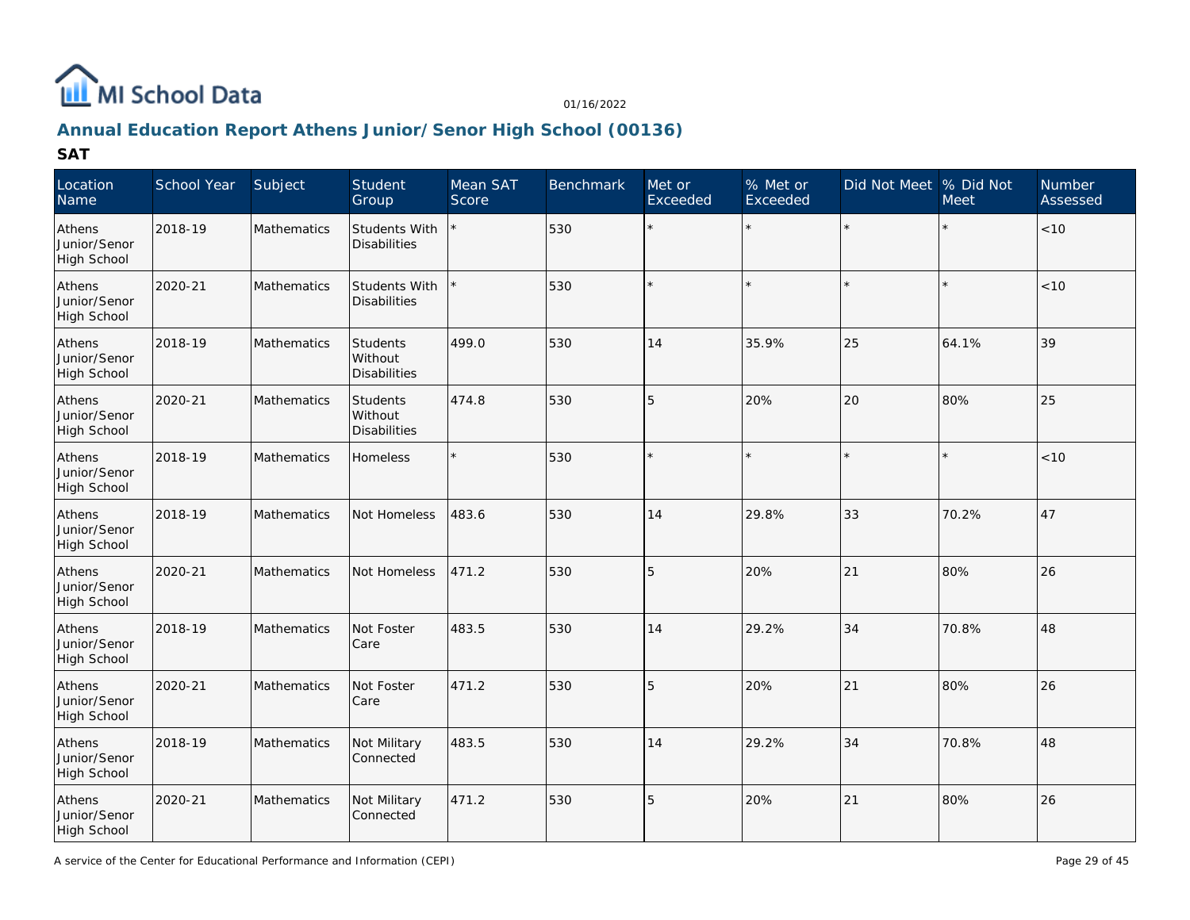## Annual Education Report Athens Junior/Senor High School (00136)

### SAT

| Location Name | School Year | Subject | Student Group | Mean SAT Score | Benchmark | Met or Exceeded | % Met or Exceeded | Did Not Meet | % Did Not Meet | Number Assessed |
|---|---|---|---|---|---|---|---|---|---|---|
| Athens Junior/Senor High School | 2018-19 | Mathematics | Students With Disabilities | * | 530 | * | * | * | * | <10 |
| Athens Junior/Senor High School | 2020-21 | Mathematics | Students With Disabilities | * | 530 | * | * | * | * | <10 |
| Athens Junior/Senor High School | 2018-19 | Mathematics | Students Without Disabilities | 499.0 | 530 | 14 | 35.9% | 25 | 64.1% | 39 |
| Athens Junior/Senor High School | 2020-21 | Mathematics | Students Without Disabilities | 474.8 | 530 | 5 | 20% | 20 | 80% | 25 |
| Athens Junior/Senor High School | 2018-19 | Mathematics | Homeless | * | 530 | * | * | * | * | <10 |
| Athens Junior/Senor High School | 2018-19 | Mathematics | Not Homeless | 483.6 | 530 | 14 | 29.8% | 33 | 70.2% | 47 |
| Athens Junior/Senor High School | 2020-21 | Mathematics | Not Homeless | 471.2 | 530 | 5 | 20% | 21 | 80% | 26 |
| Athens Junior/Senor High School | 2018-19 | Mathematics | Not Foster Care | 483.5 | 530 | 14 | 29.2% | 34 | 70.8% | 48 |
| Athens Junior/Senor High School | 2020-21 | Mathematics | Not Foster Care | 471.2 | 530 | 5 | 20% | 21 | 80% | 26 |
| Athens Junior/Senor High School | 2018-19 | Mathematics | Not Military Connected | 483.5 | 530 | 14 | 29.2% | 34 | 70.8% | 48 |
| Athens Junior/Senor High School | 2020-21 | Mathematics | Not Military Connected | 471.2 | 530 | 5 | 20% | 21 | 80% | 26 |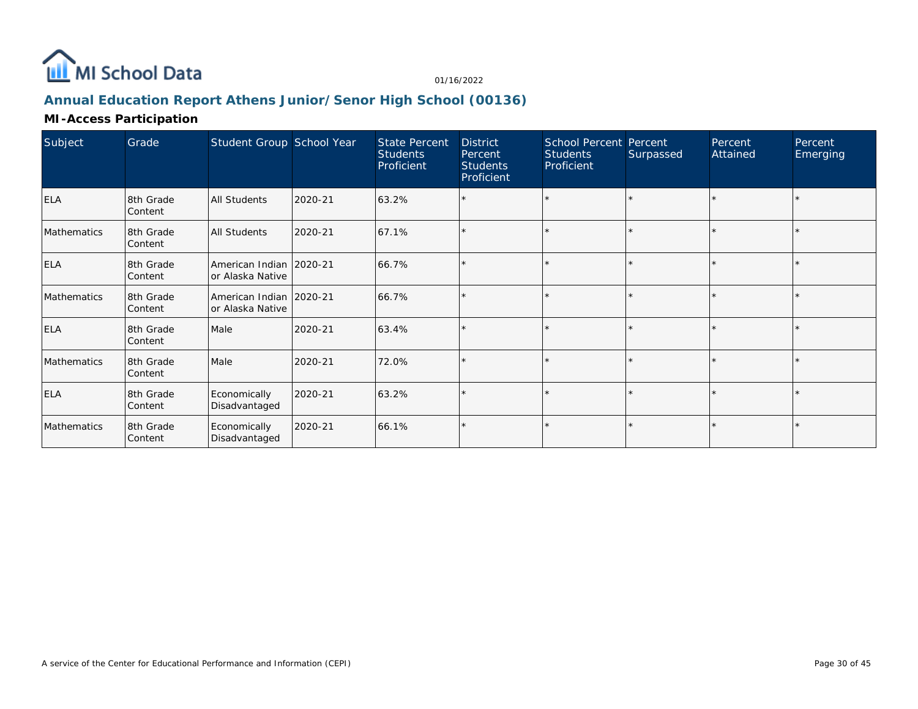MI School Data

01/16/2022

## Annual Education Report Athens Junior/Senor High School (00136)

### MI-Access Participation

| Subject | Grade | Student Group | School Year | State Percent Students Proficient | District Percent Students Proficient | School Percent Students Proficient | Percent Surpassed | Percent Attained | Percent Emerging |
|---|---|---|---|---|---|---|---|---|---|
| ELA | 8th Grade Content | All Students | 2020-21 | 63.2% | * | * | * | * | * |
| Mathematics | 8th Grade Content | All Students | 2020-21 | 67.1% | * | * | * | * | * |
| ELA | 8th Grade Content | American Indian or Alaska Native | 2020-21 | 66.7% | * | * | * | * | * |
| Mathematics | 8th Grade Content | American Indian or Alaska Native | 2020-21 | 66.7% | * | * | * | * | * |
| ELA | 8th Grade Content | Male | 2020-21 | 63.4% | * | * | * | * | * |
| Mathematics | 8th Grade Content | Male | 2020-21 | 72.0% | * | * | * | * | * |
| ELA | 8th Grade Content | Economically Disadvantaged | 2020-21 | 63.2% | * | * | * | * | * |
| Mathematics | 8th Grade Content | Economically Disadvantaged | 2020-21 | 66.1% | * | * | * | * | * |

A service of the Center for Educational Performance and Information (CEPI)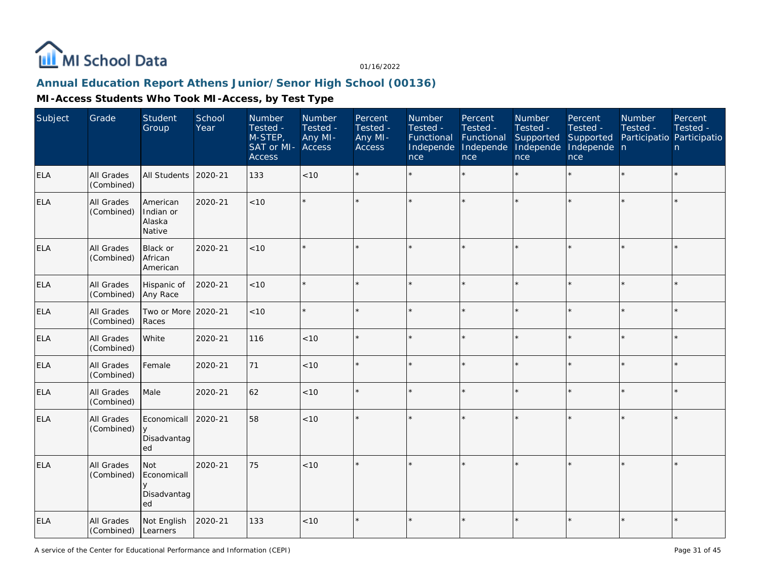# Annual Education Report Athens Junior/Senor High School (00136)

## MI-Access Students Who Took MI-Access, by Test Type

| Subject | Grade | Student Group | School Year | Number Tested - M-STEP, SAT or MI-Access | Number Tested - Any MI-Access | Percent Tested - Any MI-Access | Number Tested - Functional Independence | Percent Tested - Functional Independence | Number Tested - Supported Independence | Percent Tested - Supported Independence | Number Tested - Participation | Percent Tested - Participation |
|---|---|---|---|---|---|---|---|---|---|---|---|---|
| ELA | All Grades (Combined) | All Students | 2020-21 | 133 | <10 | * | * | * | * | * | * | * |
| ELA | All Grades (Combined) | American Indian or Alaska Native | 2020-21 | <10 | * | * | * | * | * | * | * | * |
| ELA | All Grades (Combined) | Black or African American | 2020-21 | <10 | * | * | * | * | * | * | * | * |
| ELA | All Grades (Combined) | Hispanic of Any Race | 2020-21 | <10 | * | * | * | * | * | * | * | * |
| ELA | All Grades (Combined) | Two or More Races | 2020-21 | <10 | * | * | * | * | * | * | * | * |
| ELA | All Grades (Combined) | White | 2020-21 | 116 | <10 | * | * | * | * | * | * | * |
| ELA | All Grades (Combined) | Female | 2020-21 | 71 | <10 | * | * | * | * | * | * | * |
| ELA | All Grades (Combined) | Male | 2020-21 | 62 | <10 | * | * | * | * | * | * | * |
| ELA | All Grades (Combined) | Economically Disadvantaged | 2020-21 | 58 | <10 | * | * | * | * | * | * | * |
| ELA | All Grades (Combined) | Not Economically Disadvantaged | 2020-21 | 75 | <10 | * | * | * | * | * | * | * |
| ELA | All Grades (Combined) | Not English Learners | 2020-21 | 133 | <10 | * | * | * | * | * | * | * |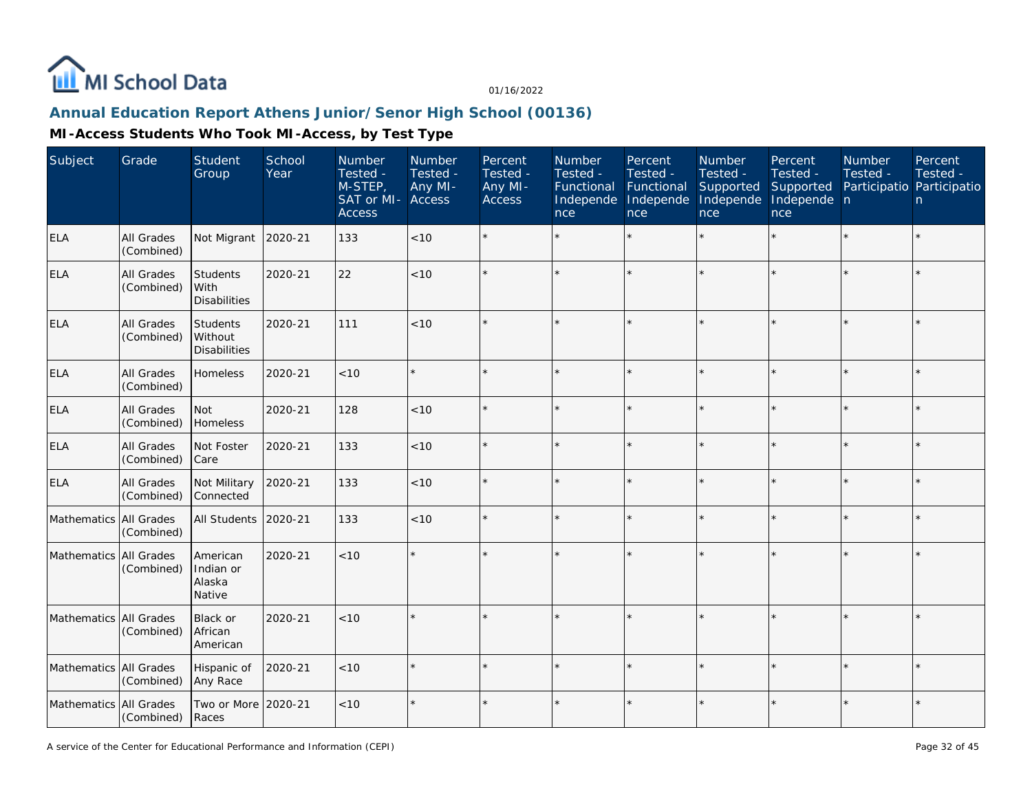## Annual Education Report Athens Junior/Senor High School (00136)

### MI-Access Students Who Took MI-Access, by Test Type

| Subject | Grade | Student Group | School Year | Number Tested - M-STEP, SAT or MI-Access | Number Tested - Any MI-Access | Percent Tested - Any MI-Access | Number Tested - Functional Independence | Percent Tested - Functional Independence | Number Tested - Supported Independence | Percent Tested - Supported Independence | Number Tested - Participation | Percent Tested - Participation |
|---|---|---|---|---|---|---|---|---|---|---|---|---|
| ELA | All Grades (Combined) | Not Migrant | 2020-21 | 133 | <10 | * | * | * | * | * | * | * |
| ELA | All Grades (Combined) | Students With Disabilities | 2020-21 | 22 | <10 | * | * | * | * | * | * | * |
| ELA | All Grades (Combined) | Students Without Disabilities | 2020-21 | 111 | <10 | * | * | * | * | * | * | * |
| ELA | All Grades (Combined) | Homeless | 2020-21 | <10 | * | * | * | * | * | * | * | * |
| ELA | All Grades (Combined) | Not Homeless | 2020-21 | 128 | <10 | * | * | * | * | * | * | * |
| ELA | All Grades (Combined) | Not Foster Care | 2020-21 | 133 | <10 | * | * | * | * | * | * | * |
| ELA | All Grades (Combined) | Not Military Connected | 2020-21 | 133 | <10 | * | * | * | * | * | * | * |
| Mathematics | All Grades (Combined) | All Students | 2020-21 | 133 | <10 | * | * | * | * | * | * | * |
| Mathematics | All Grades (Combined) | American Indian or Alaska Native | 2020-21 | <10 | * | * | * | * | * | * | * | * |
| Mathematics | All Grades (Combined) | Black or African American | 2020-21 | <10 | * | * | * | * | * | * | * | * |
| Mathematics | All Grades (Combined) | Hispanic of Any Race | 2020-21 | <10 | * | * | * | * | * | * | * | * |
| Mathematics | All Grades (Combined) | Two or More Races | 2020-21 | <10 | * | * | * | * | * | * | * | * |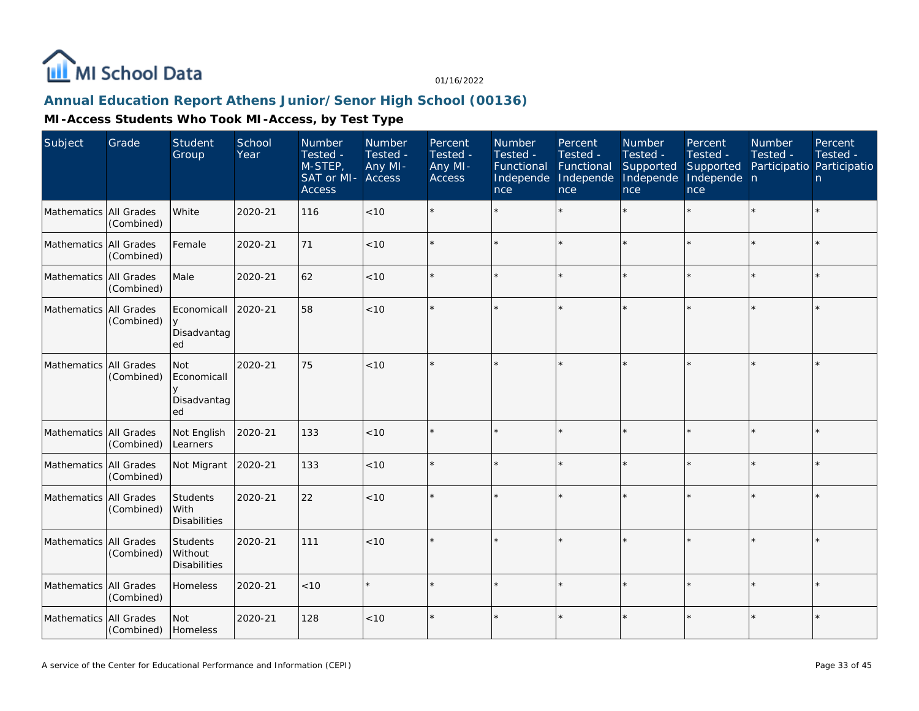MI School Data

01/16/2022

## Annual Education Report Athens Junior/Senor High School (00136)

### MI-Access Students Who Took MI-Access, by Test Type

| Subject | Grade | Student Group | School Year | Number Tested - M-STEP, SAT or MI-Access | Number Tested - Any MI-Access | Percent Tested - Any MI-Access | Number Tested - Functional Independence | Percent Tested - Functional Independence | Number Tested - Supported Independence | Percent Tested - Supported Independence | Number Tested - Participation | Percent Tested - Participation |
|---|---|---|---|---|---|---|---|---|---|---|---|---|
| Mathematics | All Grades (Combined) | White | 2020-21 | 116 | <10 | * | * | * | * | * | * | * |
| Mathematics | All Grades (Combined) | Female | 2020-21 | 71 | <10 | * | * | * | * | * | * | * |
| Mathematics | All Grades (Combined) | Male | 2020-21 | 62 | <10 | * | * | * | * | * | * | * |
| Mathematics | All Grades (Combined) | Economically Disadvantaged | 2020-21 | 58 | <10 | * | * | * | * | * | * | * |
| Mathematics | All Grades (Combined) | Not Economically Disadvantaged | 2020-21 | 75 | <10 | * | * | * | * | * | * | * |
| Mathematics | All Grades (Combined) | Not English Learners | 2020-21 | 133 | <10 | * | * | * | * | * | * | * |
| Mathematics | All Grades (Combined) | Not Migrant | 2020-21 | 133 | <10 | * | * | * | * | * | * | * |
| Mathematics | All Grades (Combined) | Students With Disabilities | 2020-21 | 22 | <10 | * | * | * | * | * | * | * |
| Mathematics | All Grades (Combined) | Students Without Disabilities | 2020-21 | 111 | <10 | * | * | * | * | * | * | * |
| Mathematics | All Grades (Combined) | Homeless | 2020-21 | <10 | * | * | * | * | * | * | * | * |
| Mathematics | All Grades (Combined) | Not Homeless | 2020-21 | 128 | <10 | * | * | * | * | * | * | * |

A service of the Center for Educational Performance and Information (CEPI)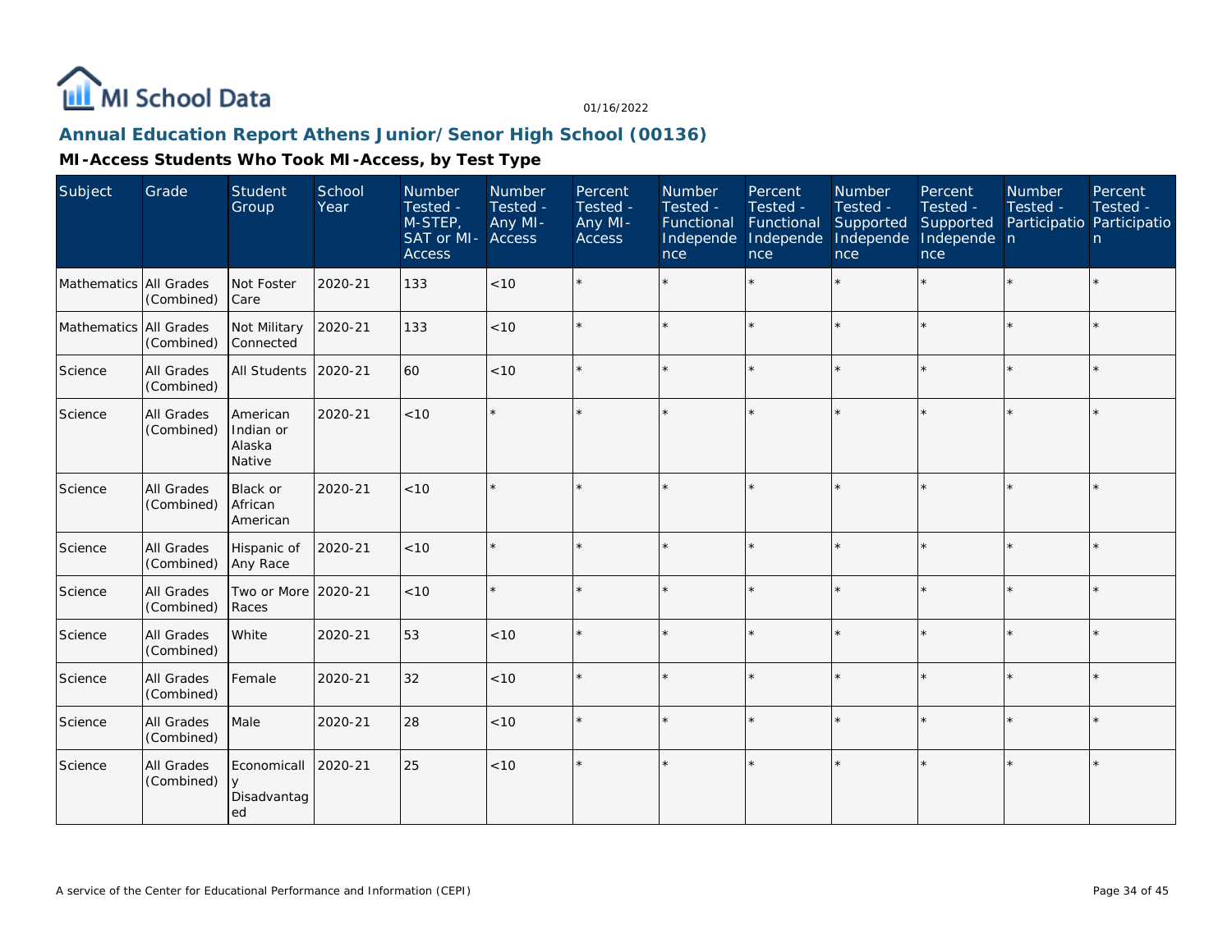MI School Data

01/16/2022

## Annual Education Report Athens Junior/Senor High School (00136)

### MI-Access Students Who Took MI-Access, by Test Type

| Subject | Grade | Student Group | School Year | Number Tested - M-STEP, SAT or MI-Access | Number Tested - Any MI-Access | Percent Tested - Any MI-Access | Number Tested - Functional Independence | Percent Tested - Functional Independence | Number Tested - Supported Independence | Percent Tested - Supported Independence | Number Tested - Participation | Percent Tested - Participation |
|---|---|---|---|---|---|---|---|---|---|---|---|---|
| Mathematics | All Grades (Combined) | Not Foster Care | 2020-21 | 133 | <10 | * | * | * | * | * | * | * |
| Mathematics | All Grades (Combined) | Not Military Connected | 2020-21 | 133 | <10 | * | * | * | * | * | * | * |
| Science | All Grades (Combined) | All Students | 2020-21 | 60 | <10 | * | * | * | * | * | * | * |
| Science | All Grades (Combined) | American Indian or Alaska Native | 2020-21 | <10 | * | * | * | * | * | * | * | * |
| Science | All Grades (Combined) | Black or African American | 2020-21 | <10 | * | * | * | * | * | * | * | * |
| Science | All Grades (Combined) | Hispanic of Any Race | 2020-21 | <10 | * | * | * | * | * | * | * | * |
| Science | All Grades (Combined) | Two or More Races | 2020-21 | <10 | * | * | * | * | * | * | * | * |
| Science | All Grades (Combined) | White | 2020-21 | 53 | <10 | * | * | * | * | * | * | * |
| Science | All Grades (Combined) | Female | 2020-21 | 32 | <10 | * | * | * | * | * | * | * |
| Science | All Grades (Combined) | Male | 2020-21 | 28 | <10 | * | * | * | * | * | * | * |
| Science | All Grades (Combined) | Economically Disadvantaged | 2020-21 | 25 | <10 | * | * | * | * | * | * | * |

A service of the Center for Educational Performance and Information (CEPI)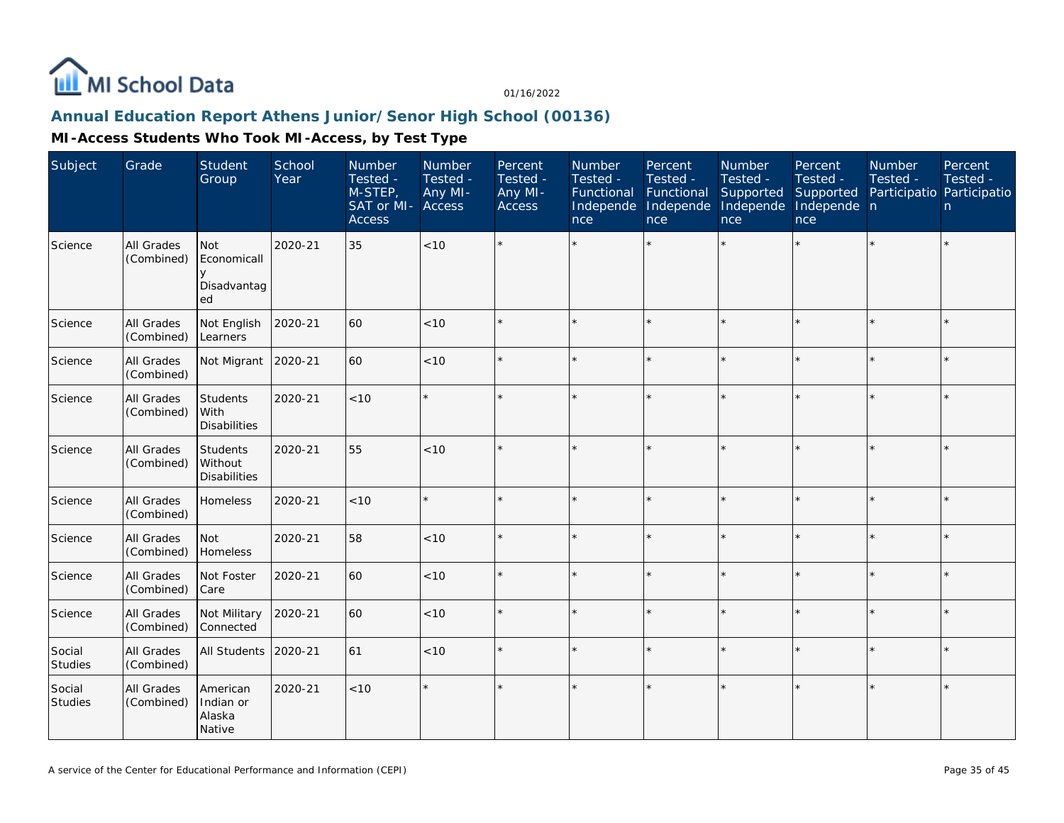# MI School Data

01/16/2022

## Annual Education Report Athens Junior/Senor High School (00136)

### MI-Access Students Who Took MI-Access, by Test Type

| Subject | Grade | Student Group | School Year | Number Tested - M-STEP, SAT or MI-Access | Number Tested - Any MI-Access | Percent Tested - Any MI-Access | Number Tested - Functional Independence | Percent Tested - Functional Independence | Number Tested - Supported Independence | Percent Tested - Supported Independence | Number Tested - Participation | Percent Tested - Participation |
|---|---|---|---|---|---|---|---|---|---|---|---|---|
| Science | All Grades (Combined) | Not Economically Disadvantaged | 2020-21 | 35 | <10 | * | * | * | * | * | * | * |
| Science | All Grades (Combined) | Not English Learners | 2020-21 | 60 | <10 | * | * | * | * | * | * | * |
| Science | All Grades (Combined) | Not Migrant | 2020-21 | 60 | <10 | * | * | * | * | * | * | * |
| Science | All Grades (Combined) | Students With Disabilities | 2020-21 | <10 | * | * | * | * | * | * | * | * |
| Science | All Grades (Combined) | Students Without Disabilities | 2020-21 | 55 | <10 | * | * | * | * | * | * | * |
| Science | All Grades (Combined) | Homeless | 2020-21 | <10 | * | * | * | * | * | * | * | * |
| Science | All Grades (Combined) | Not Homeless | 2020-21 | 58 | <10 | * | * | * | * | * | * | * |
| Science | All Grades (Combined) | Not Foster Care | 2020-21 | 60 | <10 | * | * | * | * | * | * | * |
| Science | All Grades (Combined) | Not Military Connected | 2020-21 | 60 | <10 | * | * | * | * | * | * | * |
| Social Studies | All Grades (Combined) | All Students | 2020-21 | 61 | <10 | * | * | * | * | * | * | * |
| Social Studies | All Grades (Combined) | American Indian or Alaska Native | 2020-21 | <10 | * | * | * | * | * | * | * | * |

A service of the Center for Educational Performance and Information (CEPI)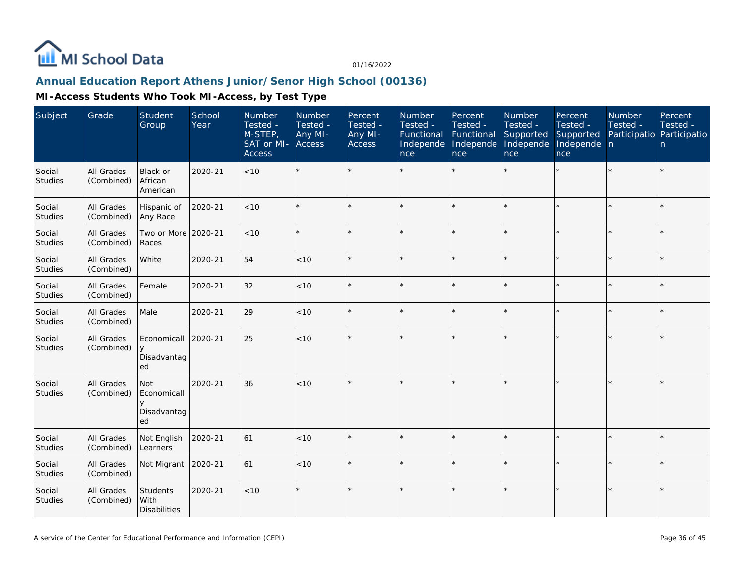# MI School Data

01/16/2022

## Annual Education Report Athens Junior/Senor High School (00136)

### MI-Access Students Who Took MI-Access, by Test Type

| Subject | Grade | Student Group | School Year | Number Tested - M-STEP, SAT or MI-Access | Number Tested - Any MI-Access | Percent Tested - Any MI-Access | Number Tested - Functional Independence | Percent Tested - Functional Independence | Number Tested - Supported Independence | Percent Tested - Supported Independence | Number Tested - Participation | Percent Tested - Participation |
|---|---|---|---|---|---|---|---|---|---|---|---|---|
| Social Studies | All Grades (Combined) | Black or African American | 2020-21 | <10 | * | * | * | * | * | * | * | * |
| Social Studies | All Grades (Combined) | Hispanic of Any Race | 2020-21 | <10 | * | * | * | * | * | * | * | * |
| Social Studies | All Grades (Combined) | Two or More Races | 2020-21 | <10 | * | * | * | * | * | * | * | * |
| Social Studies | All Grades (Combined) | White | 2020-21 | 54 | <10 | * | * | * | * | * | * | * |
| Social Studies | All Grades (Combined) | Female | 2020-21 | 32 | <10 | * | * | * | * | * | * | * |
| Social Studies | All Grades (Combined) | Male | 2020-21 | 29 | <10 | * | * | * | * | * | * | * |
| Social Studies | All Grades (Combined) | Economically Disadvantaged | 2020-21 | 25 | <10 | * | * | * | * | * | * | * |
| Social Studies | All Grades (Combined) | Not Economically Disadvantaged | 2020-21 | 36 | <10 | * | * | * | * | * | * | * |
| Social Studies | All Grades (Combined) | Not English Learners | 2020-21 | 61 | <10 | * | * | * | * | * | * | * |
| Social Studies | All Grades (Combined) | Not Migrant | 2020-21 | 61 | <10 | * | * | * | * | * | * | * |
| Social Studies | All Grades (Combined) | Students With Disabilities | 2020-21 | <10 | * | * | * | * | * | * | * | * |

A service of the Center for Educational Performance and Information (CEPI)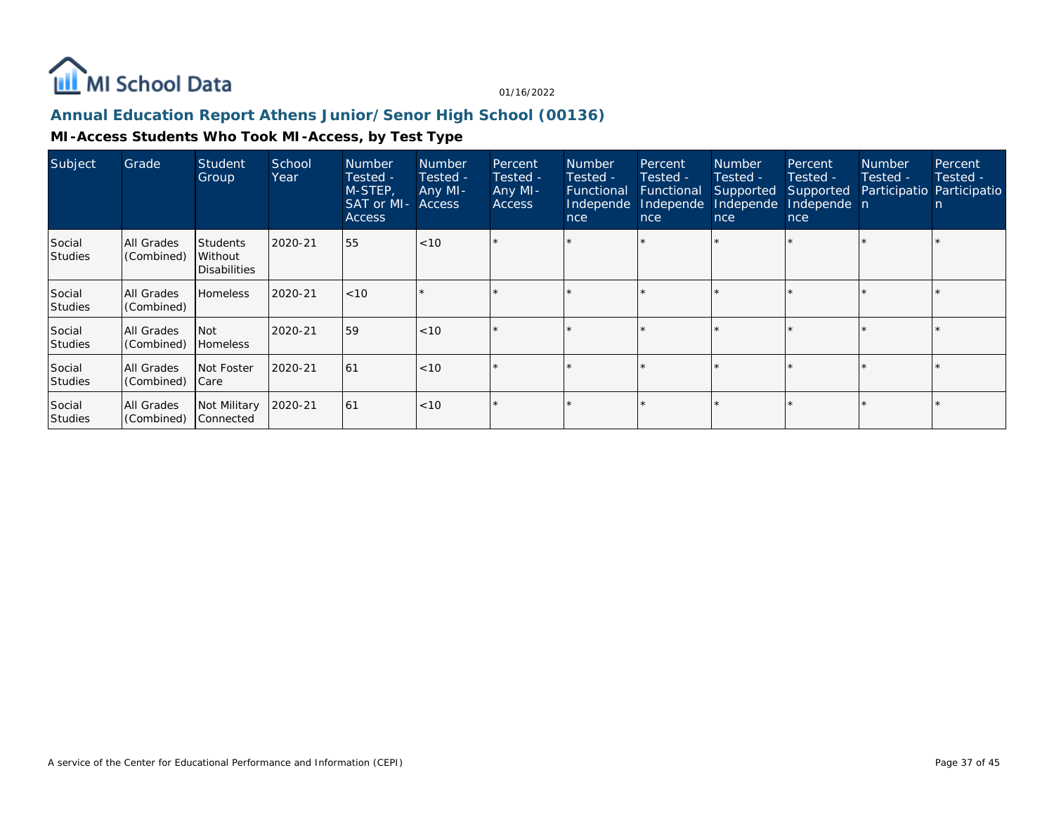MI School Data

01/16/2022

## Annual Education Report Athens Junior/Senor High School (00136)

### MI-Access Students Who Took MI-Access, by Test Type

| Subject | Grade | Student Group | School Year | Number Tested - M-STEP, SAT or MI-Access | Number Tested - Any MI-Access | Percent Tested - Any MI-Access | Number Tested - Functional Independence | Percent Tested - Functional Independence | Number Tested - Supported Independence | Percent Tested - Supported Independence | Number Tested - Participation | Percent Tested - Participation |
|---|---|---|---|---|---|---|---|---|---|---|---|---|
| Social Studies | All Grades (Combined) | Students Without Disabilities | 2020-21 | 55 | <10 | * | * | * | * | * | * | * |
| Social Studies | All Grades (Combined) | Homeless | 2020-21 | <10 | * | * | * | * | * | * | * | * |
| Social Studies | All Grades (Combined) | Not Homeless | 2020-21 | 59 | <10 | * | * | * | * | * | * | * |
| Social Studies | All Grades (Combined) | Not Foster Care | 2020-21 | 61 | <10 | * | * | * | * | * | * | * |
| Social Studies | All Grades (Combined) | Not Military Connected | 2020-21 | 61 | <10 | * | * | * | * | * | * | * |

A service of the Center for Educational Performance and Information (CEPI)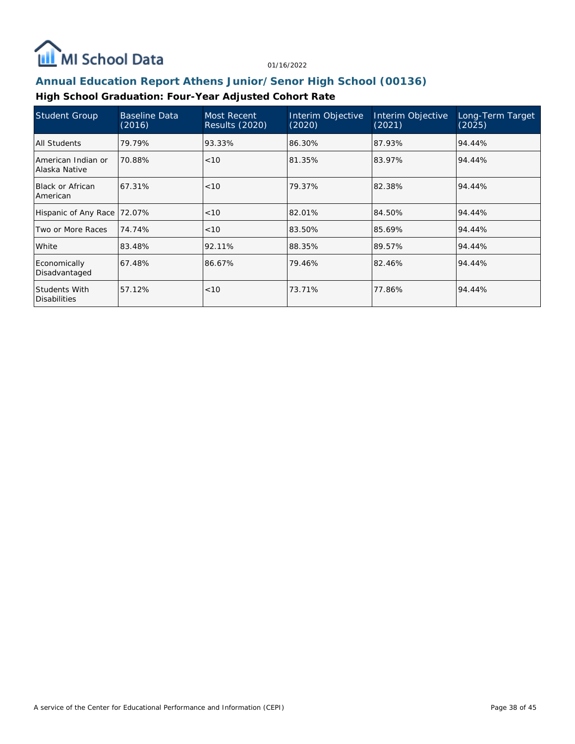MI School Data

01/16/2022

## Annual Education Report Athens Junior/Senor High School (00136)

### High School Graduation: Four-Year Adjusted Cohort Rate

| Student Group | Baseline Data (2016) | Most Recent Results (2020) | Interim Objective (2020) | Interim Objective (2021) | Long-Term Target (2025) |
|---|---|---|---|---|---|
| All Students | 79.79% | 93.33% | 86.30% | 87.93% | 94.44% |
| American Indian or Alaska Native | 70.88% | <10 | 81.35% | 83.97% | 94.44% |
| Black or African American | 67.31% | <10 | 79.37% | 82.38% | 94.44% |
| Hispanic of Any Race | 72.07% | <10 | 82.01% | 84.50% | 94.44% |
| Two or More Races | 74.74% | <10 | 83.50% | 85.69% | 94.44% |
| White | 83.48% | 92.11% | 88.35% | 89.57% | 94.44% |
| Economically Disadvantaged | 67.48% | 86.67% | 79.46% | 82.46% | 94.44% |
| Students With Disabilities | 57.12% | <10 | 73.71% | 77.86% | 94.44% |

A service of the Center for Educational Performance and Information (CEPI)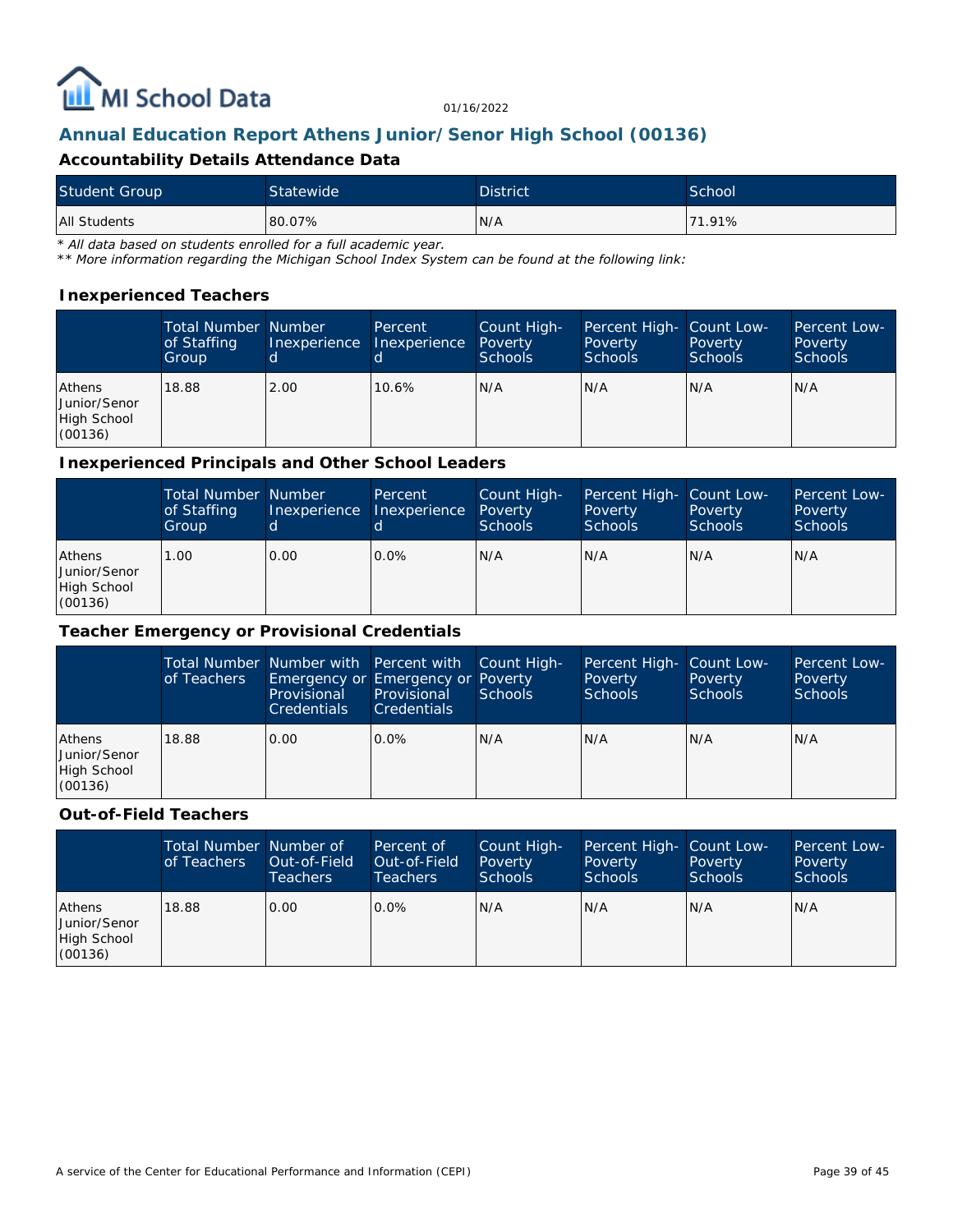01/16/2022

## Annual Education Report Athens Junior/Senor High School (00136)

### Accountability Details Attendance Data

| Student Group | Statewide | District | School |
|---|---|---|---|
| All Students | 80.07% | N/A | 71.91% |

*\* All data based on students enrolled for a full academic year.*
*\*\* More information regarding the Michigan School Index System can be found at the following link:*

### Inexperienced Teachers

| | Total Number of Staffing Group | Number Inexperienced | Percent Inexperienced | Count High-Poverty Schools | Percent High-Poverty Schools | Count Low-Poverty Schools | Percent Low-Poverty Schools |
|---|---|---|---|---|---|---|---|
| Athens Junior/Senor High School (00136) | 18.88 | 2.00 | 10.6% | N/A | N/A | N/A | N/A |

### Inexperienced Principals and Other School Leaders

| | Total Number of Staffing Group | Number Inexperienced | Percent Inexperienced | Count High-Poverty Schools | Percent High-Poverty Schools | Count Low-Poverty Schools | Percent Low-Poverty Schools |
|---|---|---|---|---|---|---|---|
| Athens Junior/Senor High School (00136) | 1.00 | 0.00 | 0.0% | N/A | N/A | N/A | N/A |

### Teacher Emergency or Provisional Credentials

| | Total Number of Teachers | Number with Emergency or Provisional Credentials | Percent with Emergency or Provisional Credentials | Count High-Poverty Schools | Percent High-Poverty Schools | Count Low-Poverty Schools | Percent Low-Poverty Schools |
|---|---|---|---|---|---|---|---|
| Athens Junior/Senor High School (00136) | 18.88 | 0.00 | 0.0% | N/A | N/A | N/A | N/A |

### Out-of-Field Teachers

| | Total Number of Teachers | Number of Out-of-Field Teachers | Percent of Out-of-Field Teachers | Count High-Poverty Schools | Percent High-Poverty Schools | Count Low-Poverty Schools | Percent Low-Poverty Schools |
|---|---|---|---|---|---|---|---|
| Athens Junior/Senor High School (00136) | 18.88 | 0.00 | 0.0% | N/A | N/A | N/A | N/A |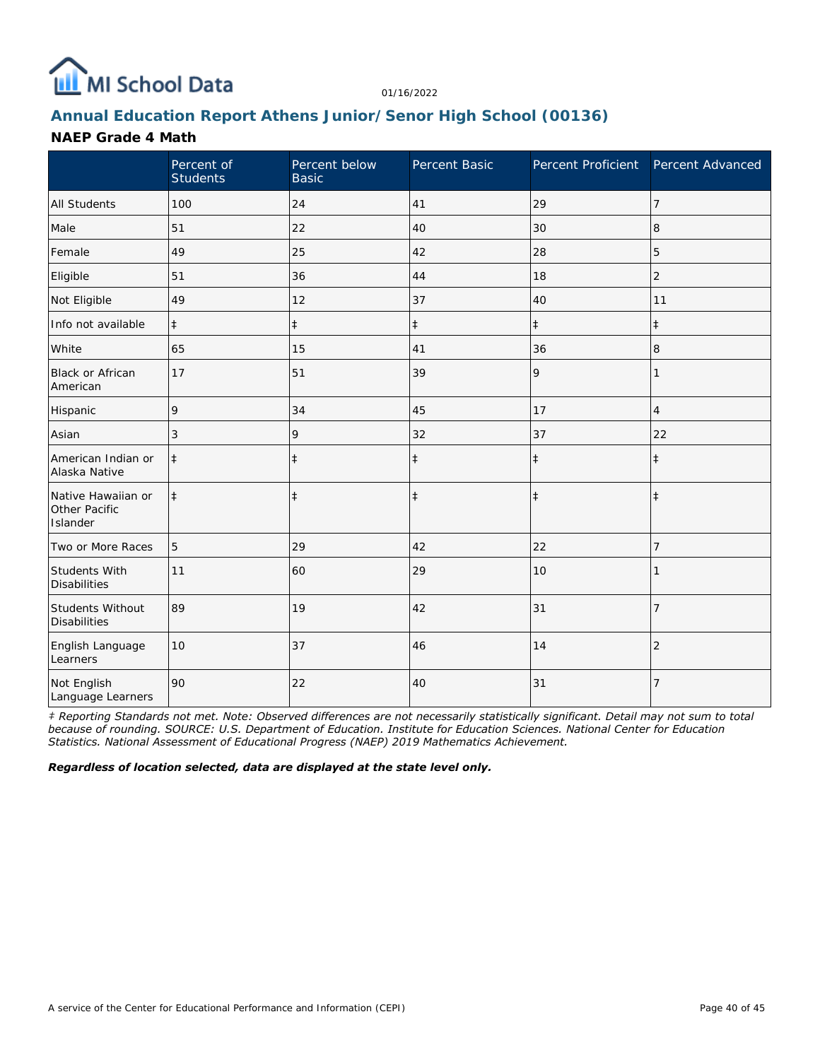MI School Data

01/16/2022

## Annual Education Report Athens Junior/Senor High School (00136)

### NAEP Grade 4 Math

| | Percent of Students | Percent below Basic | Percent Basic | Percent Proficient | Percent Advanced |
|---|---|---|---|---|---|
| All Students | 100 | 24 | 41 | 29 | 7 |
| Male | 51 | 22 | 40 | 30 | 8 |
| Female | 49 | 25 | 42 | 28 | 5 |
| Eligible | 51 | 36 | 44 | 18 | 2 |
| Not Eligible | 49 | 12 | 37 | 40 | 11 |
| Info not available | ‡ | ‡ | ‡ | ‡ | ‡ |
| White | 65 | 15 | 41 | 36 | 8 |
| Black or African American | 17 | 51 | 39 | 9 | 1 |
| Hispanic | 9 | 34 | 45 | 17 | 4 |
| Asian | 3 | 9 | 32 | 37 | 22 |
| American Indian or Alaska Native | ‡ | ‡ | ‡ | ‡ | ‡ |
| Native Hawaiian or Other Pacific Islander | ‡ | ‡ | ‡ | ‡ | ‡ |
| Two or More Races | 5 | 29 | 42 | 22 | 7 |
| Students With Disabilities | 11 | 60 | 29 | 10 | 1 |
| Students Without Disabilities | 89 | 19 | 42 | 31 | 7 |
| English Language Learners | 10 | 37 | 46 | 14 | 2 |
| Not English Language Learners | 90 | 22 | 40 | 31 | 7 |

*‡ Reporting Standards not met. Note: Observed differences are not necessarily statistically significant. Detail may not sum to total because of rounding. SOURCE: U.S. Department of Education. Institute for Education Sciences. National Center for Education Statistics. National Assessment of Educational Progress (NAEP) 2019 Mathematics Achievement.*

***Regardless of location selected, data are displayed at the state level only.***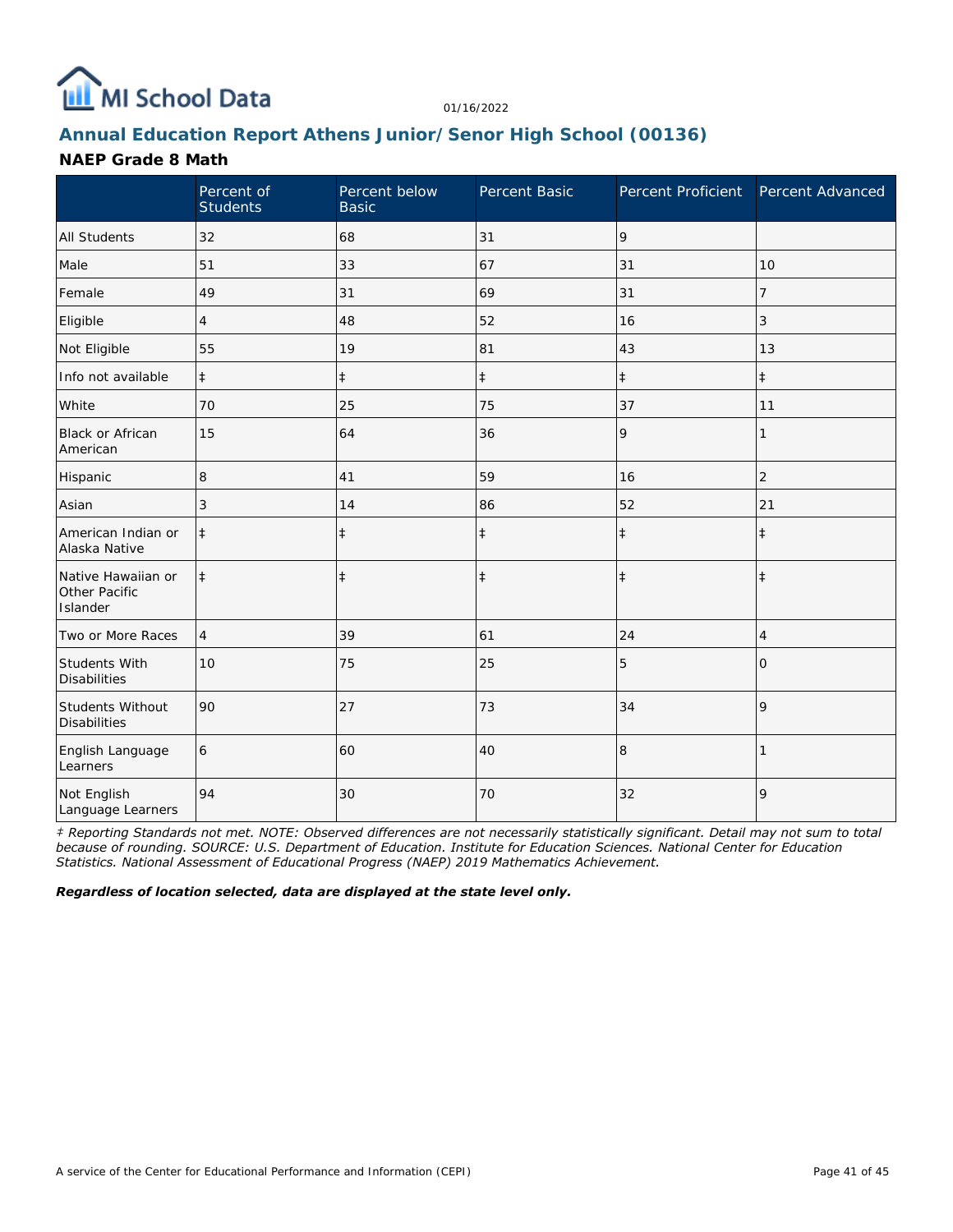MI School Data

01/16/2022

## Annual Education Report Athens Junior/Senor High School (00136)

### NAEP Grade 8 Math

| | Percent of Students | Percent below Basic | Percent Basic | Percent Proficient | Percent Advanced |
|---|---|---|---|---|---|
| All Students | 32 | 68 | 31 | 9 | |
| Male | 51 | 33 | 67 | 31 | 10 |
| Female | 49 | 31 | 69 | 31 | 7 |
| Eligible | 4 | 48 | 52 | 16 | 3 |
| Not Eligible | 55 | 19 | 81 | 43 | 13 |
| Info not available | ‡ | ‡ | ‡ | ‡ | ‡ |
| White | 70 | 25 | 75 | 37 | 11 |
| Black or African American | 15 | 64 | 36 | 9 | 1 |
| Hispanic | 8 | 41 | 59 | 16 | 2 |
| Asian | 3 | 14 | 86 | 52 | 21 |
| American Indian or Alaska Native | ‡ | ‡ | ‡ | ‡ | ‡ |
| Native Hawaiian or Other Pacific Islander | ‡ | ‡ | ‡ | ‡ | ‡ |
| Two or More Races | 4 | 39 | 61 | 24 | 4 |
| Students With Disabilities | 10 | 75 | 25 | 5 | 0 |
| Students Without Disabilities | 90 | 27 | 73 | 34 | 9 |
| English Language Learners | 6 | 60 | 40 | 8 | 1 |
| Not English Language Learners | 94 | 30 | 70 | 32 | 9 |

*‡ Reporting Standards not met. NOTE: Observed differences are not necessarily statistically significant. Detail may not sum to total because of rounding. SOURCE: U.S. Department of Education. Institute for Education Sciences. National Center for Education Statistics. National Assessment of Educational Progress (NAEP) 2019 Mathematics Achievement.*

***Regardless of location selected, data are displayed at the state level only.***

A service of the Center for Educational Performance and Information (CEPI)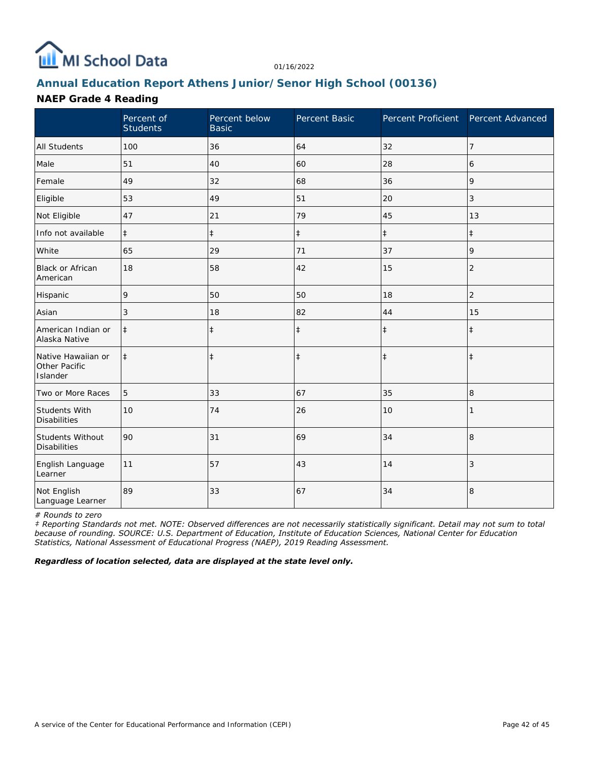MI School Data

01/16/2022

## Annual Education Report Athens Junior/Senor High School (00136)

### NAEP Grade 4 Reading

| | Percent of Students | Percent below Basic | Percent Basic | Percent Proficient | Percent Advanced |
|---|---|---|---|---|---|
| All Students | 100 | 36 | 64 | 32 | 7 |
| Male | 51 | 40 | 60 | 28 | 6 |
| Female | 49 | 32 | 68 | 36 | 9 |
| Eligible | 53 | 49 | 51 | 20 | 3 |
| Not Eligible | 47 | 21 | 79 | 45 | 13 |
| Info not available | ‡ | ‡ | ‡ | ‡ | ‡ |
| White | 65 | 29 | 71 | 37 | 9 |
| Black or African American | 18 | 58 | 42 | 15 | 2 |
| Hispanic | 9 | 50 | 50 | 18 | 2 |
| Asian | 3 | 18 | 82 | 44 | 15 |
| American Indian or Alaska Native | ‡ | ‡ | ‡ | ‡ | ‡ |
| Native Hawaiian or Other Pacific Islander | ‡ | ‡ | ‡ | ‡ | ‡ |
| Two or More Races | 5 | 33 | 67 | 35 | 8 |
| Students With Disabilities | 10 | 74 | 26 | 10 | 1 |
| Students Without Disabilities | 90 | 31 | 69 | 34 | 8 |
| English Language Learner | 11 | 57 | 43 | 14 | 3 |
| Not English Language Learner | 89 | 33 | 67 | 34 | 8 |

*# Rounds to zero*

*‡ Reporting Standards not met. NOTE: Observed differences are not necessarily statistically significant. Detail may not sum to total because of rounding. SOURCE: U.S. Department of Education, Institute of Education Sciences, National Center for Education Statistics, National Assessment of Educational Progress (NAEP), 2019 Reading Assessment.*

***Regardless of location selected, data are displayed at the state level only.***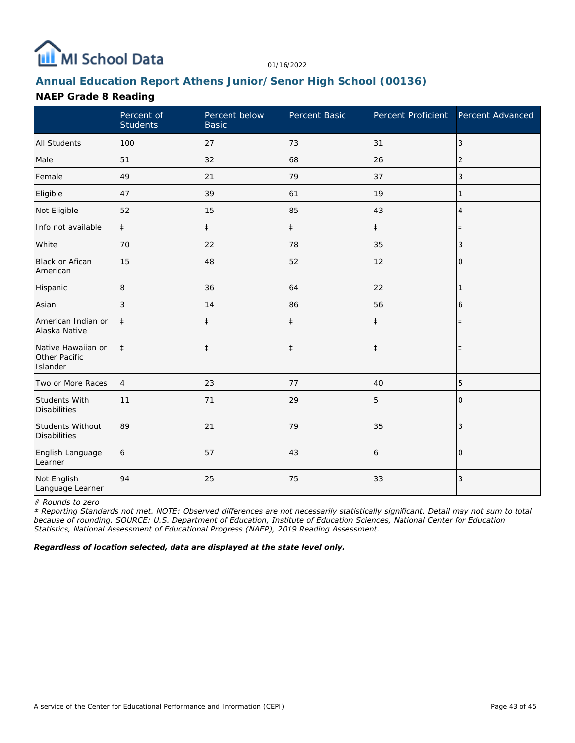MI School Data

01/16/2022

## Annual Education Report Athens Junior/Senor High School (00136)

### NAEP Grade 8 Reading

| | Percent of Students | Percent below Basic | Percent Basic | Percent Proficient | Percent Advanced |
|---|---|---|---|---|---|
| All Students | 100 | 27 | 73 | 31 | 3 |
| Male | 51 | 32 | 68 | 26 | 2 |
| Female | 49 | 21 | 79 | 37 | 3 |
| Eligible | 47 | 39 | 61 | 19 | 1 |
| Not Eligible | 52 | 15 | 85 | 43 | 4 |
| Info not available | ‡ | ‡ | ‡ | ‡ | ‡ |
| White | 70 | 22 | 78 | 35 | 3 |
| Black or Afican American | 15 | 48 | 52 | 12 | 0 |
| Hispanic | 8 | 36 | 64 | 22 | 1 |
| Asian | 3 | 14 | 86 | 56 | 6 |
| American Indian or Alaska Native | ‡ | ‡ | ‡ | ‡ | ‡ |
| Native Hawaiian or Other Pacific Islander | ‡ | ‡ | ‡ | ‡ | ‡ |
| Two or More Races | 4 | 23 | 77 | 40 | 5 |
| Students With Disabilities | 11 | 71 | 29 | 5 | 0 |
| Students Without Disabilities | 89 | 21 | 79 | 35 | 3 |
| English Language Learner | 6 | 57 | 43 | 6 | 0 |
| Not English Language Learner | 94 | 25 | 75 | 33 | 3 |

*# Rounds to zero*

*‡ Reporting Standards not met. NOTE: Observed differences are not necessarily statistically significant. Detail may not sum to total because of rounding. SOURCE: U.S. Department of Education, Institute of Education Sciences, National Center for Education Statistics, National Assessment of Educational Progress (NAEP), 2019 Reading Assessment.*

***Regardless of location selected, data are displayed at the state level only.***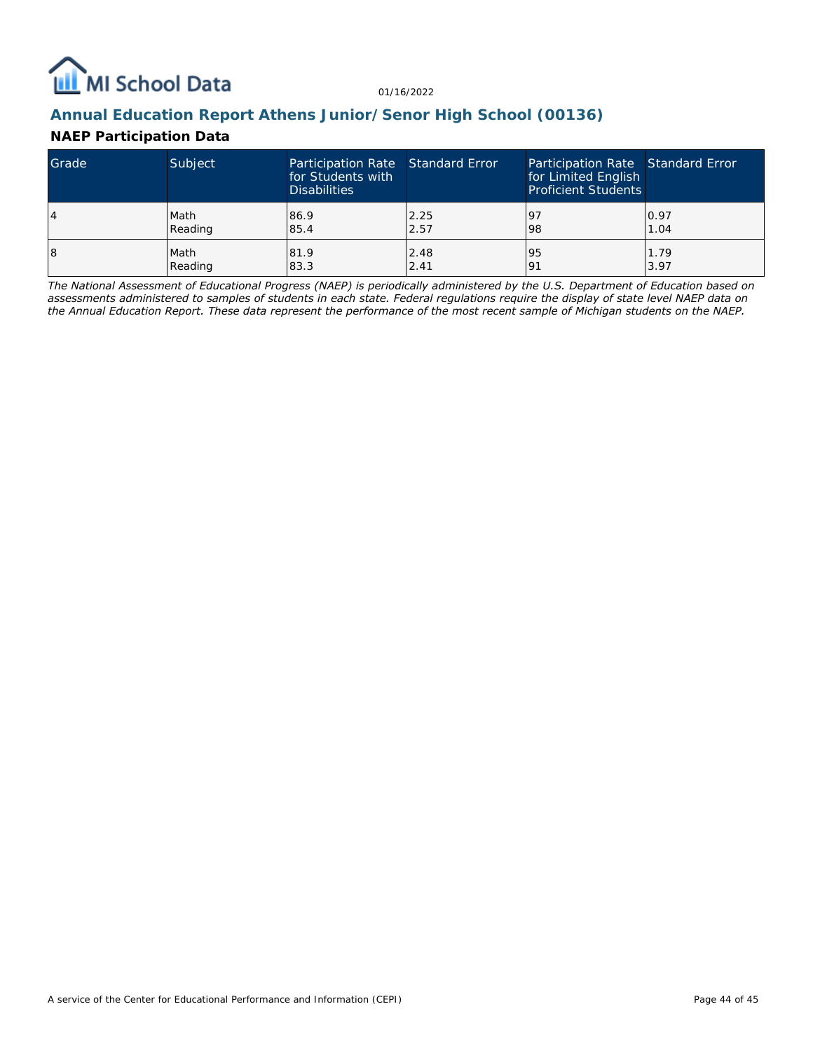## Annual Education Report Athens Junior/Senor High School (00136)

### NAEP Participation Data

| Grade | Subject | Participation Rate for Students with Disabilities | Standard Error | Participation Rate for Limited English Proficient Students | Standard Error |
|---|---|---|---|---|---|
| 4 | Math<br>Reading | 86.9<br>85.4 | 2.25<br>2.57 | 97<br>98 | 0.97<br>1.04 |
| 8 | Math<br>Reading | 81.9<br>83.3 | 2.48<br>2.41 | 95<br>91 | 1.79<br>3.97 |

*The National Assessment of Educational Progress (NAEP) is periodically administered by the U.S. Department of Education based on assessments administered to samples of students in each state. Federal regulations require the display of state level NAEP data on the Annual Education Report. These data represent the performance of the most recent sample of Michigan students on the NAEP.*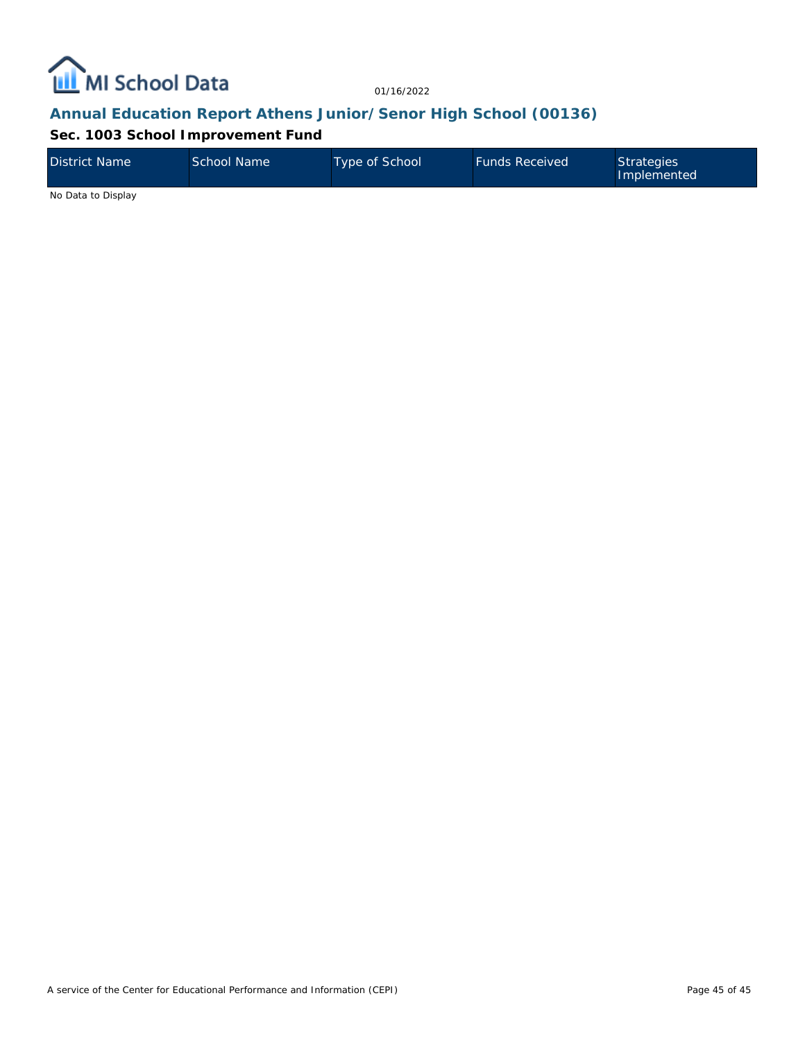## Annual Education Report Athens Junior/Senor High School (00136)

### Sec. 1003 School Improvement Fund

| District Name | School Name | Type of School | Funds Received | Strategies Implemented |
|---|---|---|---|---|

No Data to Display